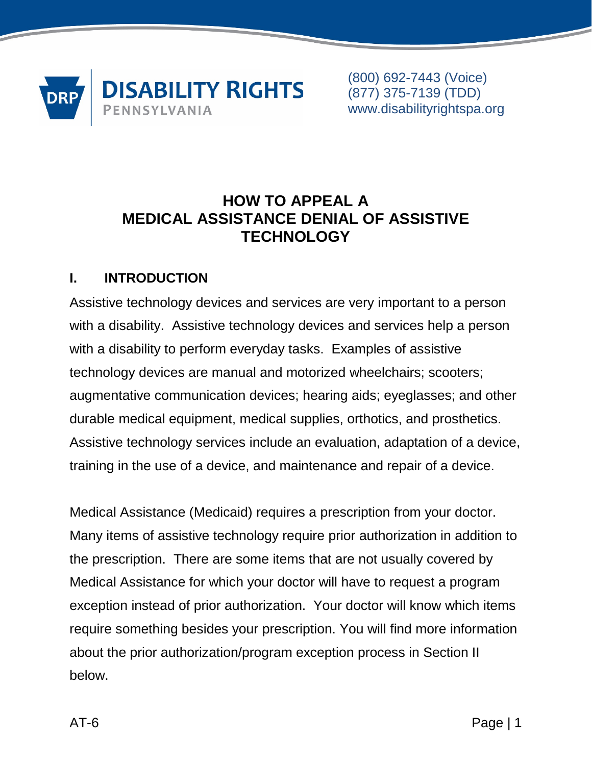DISABILITY RIGHTS PENNSYLVANIA

(800) 692-7443 (Voice)
(877) 375-7139 (TDD)
www.disabilityrightspa.org

# HOW TO APPEAL A MEDICAL ASSISTANCE DENIAL OF ASSISTIVE TECHNOLOGY

## I. INTRODUCTION

Assistive technology devices and services are very important to a person with a disability. Assistive technology devices and services help a person with a disability to perform everyday tasks. Examples of assistive technology devices are manual and motorized wheelchairs; scooters; augmentative communication devices; hearing aids; eyeglasses; and other durable medical equipment, medical supplies, orthotics, and prosthetics. Assistive technology services include an evaluation, adaptation of a device, training in the use of a device, and maintenance and repair of a device.

Medical Assistance (Medicaid) requires a prescription from your doctor. Many items of assistive technology require prior authorization in addition to the prescription. There are some items that are not usually covered by Medical Assistance for which your doctor will have to request a program exception instead of prior authorization. Your doctor will know which items require something besides your prescription. You will find more information about the prior authorization/program exception process in Section II below.

AT-6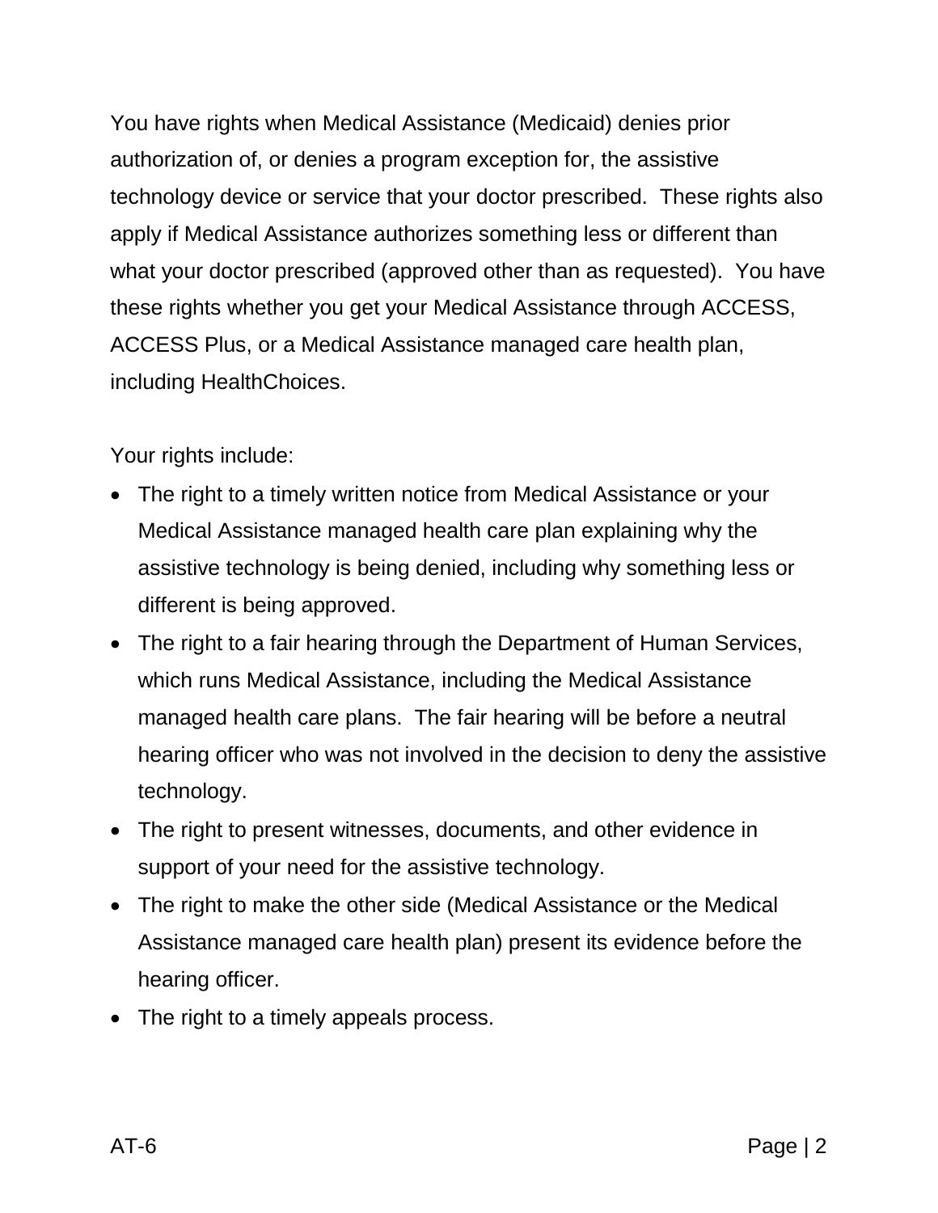You have rights when Medical Assistance (Medicaid) denies prior authorization of, or denies a program exception for, the assistive technology device or service that your doctor prescribed. These rights also apply if Medical Assistance authorizes something less or different than what your doctor prescribed (approved other than as requested). You have these rights whether you get your Medical Assistance through ACCESS, ACCESS Plus, or a Medical Assistance managed care health plan, including HealthChoices.

Your rights include:

- The right to a timely written notice from Medical Assistance or your Medical Assistance managed health care plan explaining why the assistive technology is being denied, including why something less or different is being approved.
- The right to a fair hearing through the Department of Human Services, which runs Medical Assistance, including the Medical Assistance managed health care plans. The fair hearing will be before a neutral hearing officer who was not involved in the decision to deny the assistive technology.
- The right to present witnesses, documents, and other evidence in support of your need for the assistive technology.
- The right to make the other side (Medical Assistance or the Medical Assistance managed care health plan) present its evidence before the hearing officer.
- The right to a timely appeals process.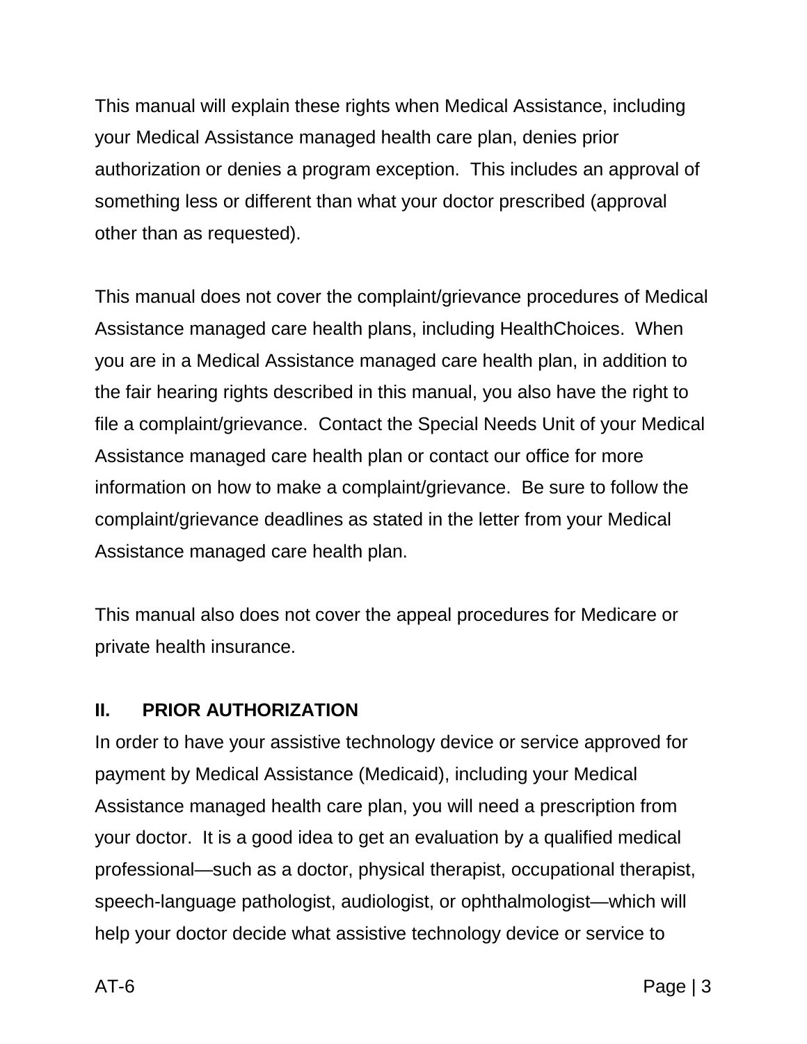This manual will explain these rights when Medical Assistance, including your Medical Assistance managed health care plan, denies prior authorization or denies a program exception. This includes an approval of something less or different than what your doctor prescribed (approval other than as requested).

This manual does not cover the complaint/grievance procedures of Medical Assistance managed care health plans, including HealthChoices. When you are in a Medical Assistance managed care health plan, in addition to the fair hearing rights described in this manual, you also have the right to file a complaint/grievance. Contact the Special Needs Unit of your Medical Assistance managed care health plan or contact our office for more information on how to make a complaint/grievance. Be sure to follow the complaint/grievance deadlines as stated in the letter from your Medical Assistance managed care health plan.

This manual also does not cover the appeal procedures for Medicare or private health insurance.

## II. PRIOR AUTHORIZATION

In order to have your assistive technology device or service approved for payment by Medical Assistance (Medicaid), including your Medical Assistance managed health care plan, you will need a prescription from your doctor. It is a good idea to get an evaluation by a qualified medical professional—such as a doctor, physical therapist, occupational therapist, speech-language pathologist, audiologist, or ophthalmologist—which will help your doctor decide what assistive technology device or service to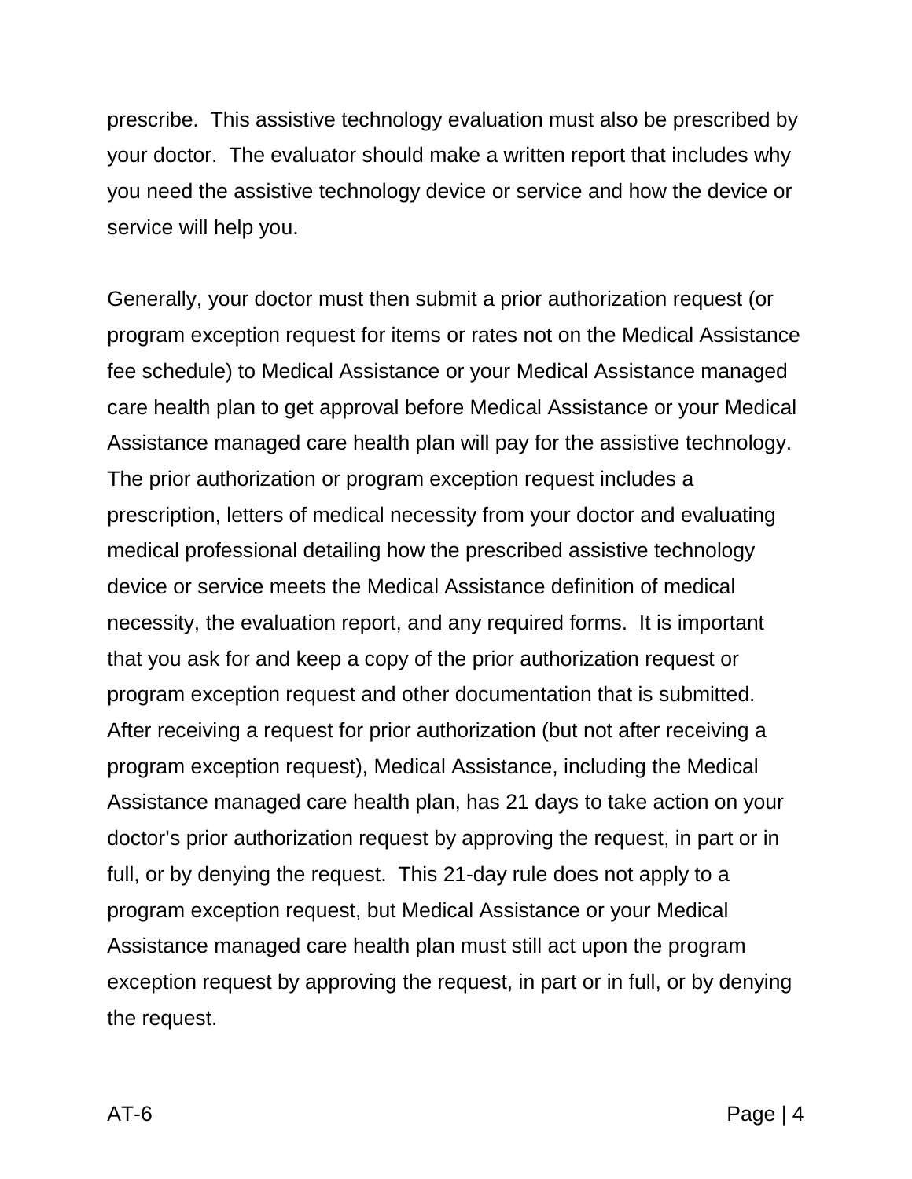prescribe.  This assistive technology evaluation must also be prescribed by your doctor.  The evaluator should make a written report that includes why you need the assistive technology device or service and how the device or service will help you.

Generally, your doctor must then submit a prior authorization request (or program exception request for items or rates not on the Medical Assistance fee schedule) to Medical Assistance or your Medical Assistance managed care health plan to get approval before Medical Assistance or your Medical Assistance managed care health plan will pay for the assistive technology. The prior authorization or program exception request includes a prescription, letters of medical necessity from your doctor and evaluating medical professional detailing how the prescribed assistive technology device or service meets the Medical Assistance definition of medical necessity, the evaluation report, and any required forms.  It is important that you ask for and keep a copy of the prior authorization request or program exception request and other documentation that is submitted. After receiving a request for prior authorization (but not after receiving a program exception request), Medical Assistance, including the Medical Assistance managed care health plan, has 21 days to take action on your doctor's prior authorization request by approving the request, in part or in full, or by denying the request.  This 21-day rule does not apply to a program exception request, but Medical Assistance or your Medical Assistance managed care health plan must still act upon the program exception request by approving the request, in part or in full, or by denying the request.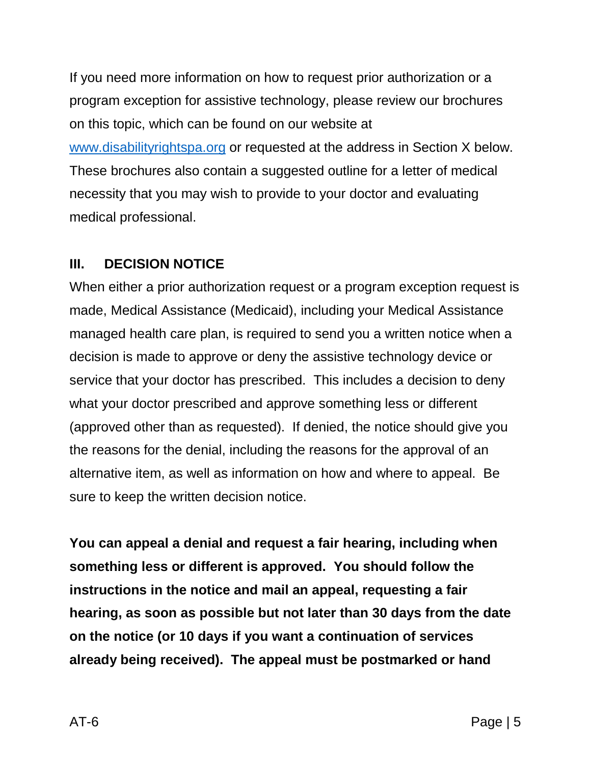If you need more information on how to request prior authorization or a program exception for assistive technology, please review our brochures on this topic, which can be found on our website at [www.disabilityrightspa.org](http://www.disabilityrightspa.org) or requested at the address in Section X below. These brochures also contain a suggested outline for a letter of medical necessity that you may wish to provide to your doctor and evaluating medical professional.

## III. DECISION NOTICE

When either a prior authorization request or a program exception request is made, Medical Assistance (Medicaid), including your Medical Assistance managed health care plan, is required to send you a written notice when a decision is made to approve or deny the assistive technology device or service that your doctor has prescribed. This includes a decision to deny what your doctor prescribed and approve something less or different (approved other than as requested). If denied, the notice should give you the reasons for the denial, including the reasons for the approval of an alternative item, as well as information on how and where to appeal. Be sure to keep the written decision notice.

**You can appeal a denial and request a fair hearing, including when something less or different is approved. You should follow the instructions in the notice and mail an appeal, requesting a fair hearing, as soon as possible but not later than 30 days from the date on the notice (or 10 days if you want a continuation of services already being received). The appeal must be postmarked or hand**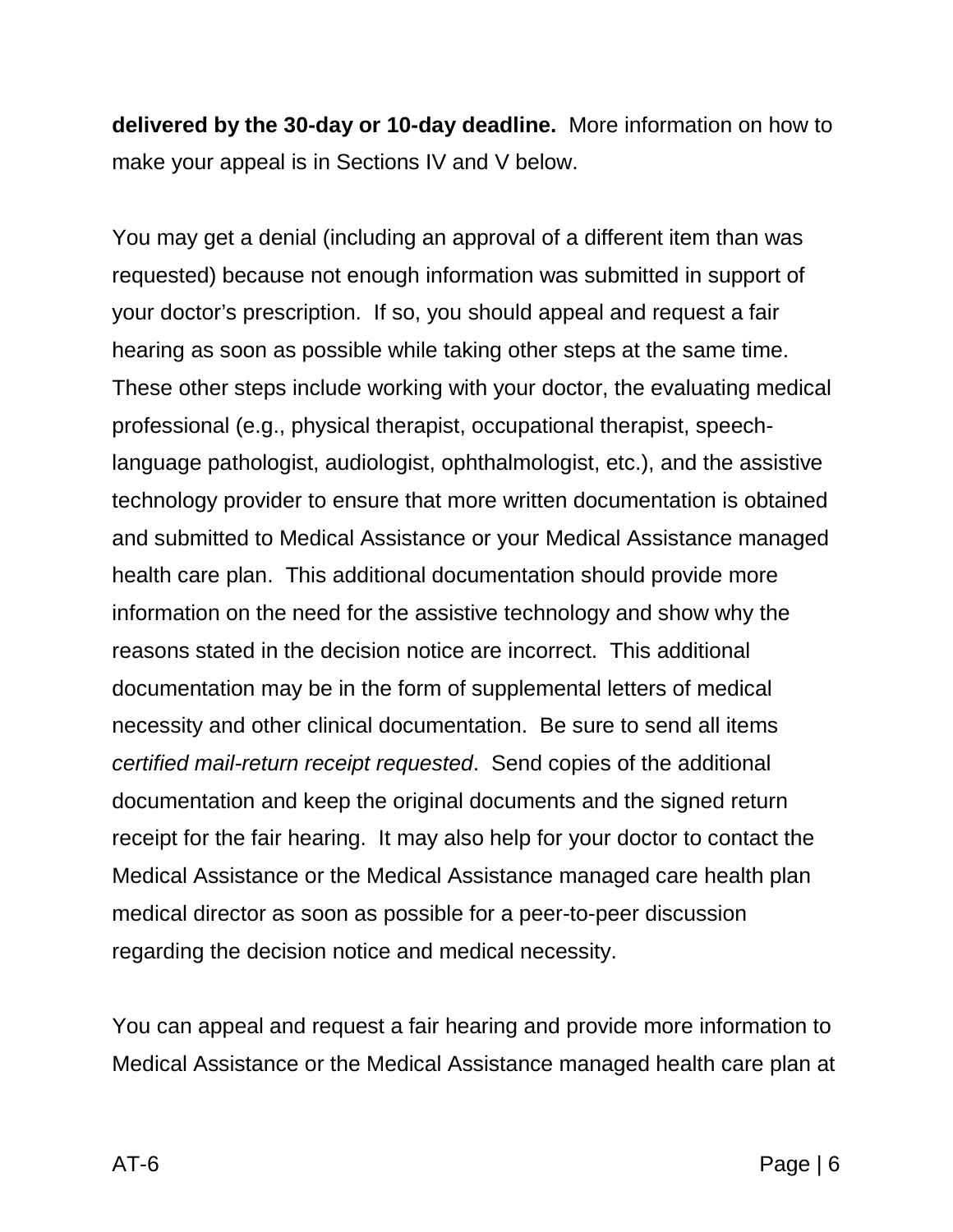**delivered by the 30-day or 10-day deadline.** More information on how to make your appeal is in Sections IV and V below.

You may get a denial (including an approval of a different item than was requested) because not enough information was submitted in support of your doctor's prescription. If so, you should appeal and request a fair hearing as soon as possible while taking other steps at the same time. These other steps include working with your doctor, the evaluating medical professional (e.g., physical therapist, occupational therapist, speech-language pathologist, audiologist, ophthalmologist, etc.), and the assistive technology provider to ensure that more written documentation is obtained and submitted to Medical Assistance or your Medical Assistance managed health care plan. This additional documentation should provide more information on the need for the assistive technology and show why the reasons stated in the decision notice are incorrect. This additional documentation may be in the form of supplemental letters of medical necessity and other clinical documentation. Be sure to send all items *certified mail-return receipt requested*. Send copies of the additional documentation and keep the original documents and the signed return receipt for the fair hearing. It may also help for your doctor to contact the Medical Assistance or the Medical Assistance managed care health plan medical director as soon as possible for a peer-to-peer discussion regarding the decision notice and medical necessity.

You can appeal and request a fair hearing and provide more information to Medical Assistance or the Medical Assistance managed health care plan at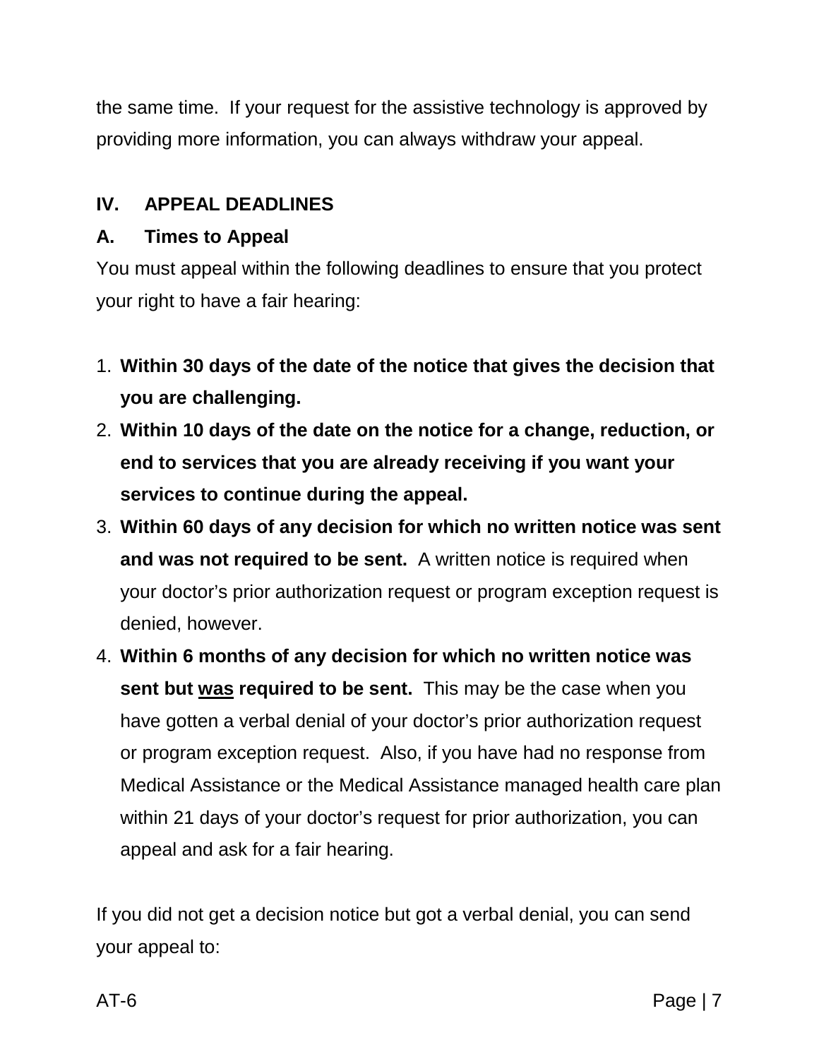the same time. If your request for the assistive technology is approved by providing more information, you can always withdraw your appeal.

## IV. APPEAL DEADLINES

### A. Times to Appeal

You must appeal within the following deadlines to ensure that you protect your right to have a fair hearing:

1. **Within 30 days of the date of the notice that gives the decision that you are challenging.**
2. **Within 10 days of the date on the notice for a change, reduction, or end to services that you are already receiving if you want your services to continue during the appeal.**
3. **Within 60 days of any decision for which no written notice was sent and was not required to be sent.** A written notice is required when your doctor's prior authorization request or program exception request is denied, however.
4. **Within 6 months of any decision for which no written notice was sent but <u>was</u> required to be sent.** This may be the case when you have gotten a verbal denial of your doctor's prior authorization request or program exception request. Also, if you have had no response from Medical Assistance or the Medical Assistance managed health care plan within 21 days of your doctor's request for prior authorization, you can appeal and ask for a fair hearing.

If you did not get a decision notice but got a verbal denial, you can send your appeal to: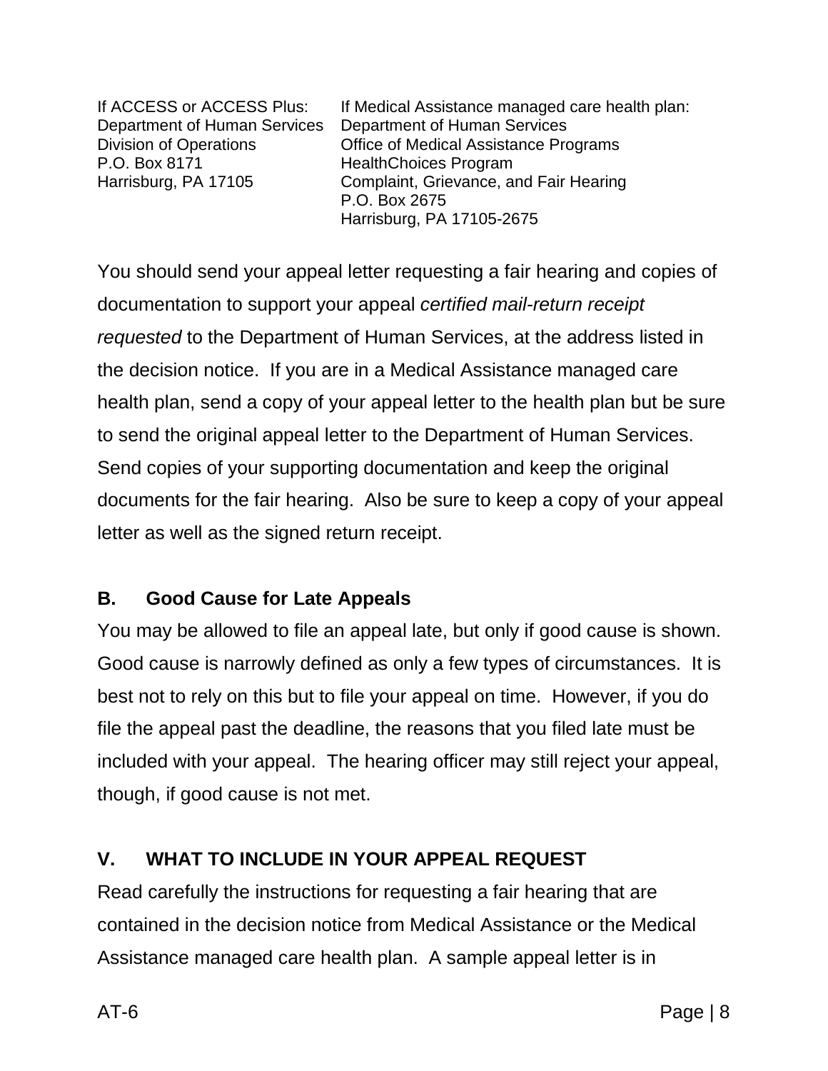| If ACCESS or ACCESS Plus: | If Medical Assistance managed care health plan: |
|---|---|
| Department of Human Services | Department of Human Services |
| Division of Operations | Office of Medical Assistance Programs |
| P.O. Box 8171 | HealthChoices Program |
| Harrisburg, PA 17105 | Complaint, Grievance, and Fair Hearing |
| | P.O. Box 2675 |
| | Harrisburg, PA 17105-2675 |

You should send your appeal letter requesting a fair hearing and copies of documentation to support your appeal *certified mail-return receipt requested* to the Department of Human Services, at the address listed in the decision notice. If you are in a Medical Assistance managed care health plan, send a copy of your appeal letter to the health plan but be sure to send the original appeal letter to the Department of Human Services. Send copies of your supporting documentation and keep the original documents for the fair hearing. Also be sure to keep a copy of your appeal letter as well as the signed return receipt.

### B. Good Cause for Late Appeals

You may be allowed to file an appeal late, but only if good cause is shown. Good cause is narrowly defined as only a few types of circumstances. It is best not to rely on this but to file your appeal on time. However, if you do file the appeal past the deadline, the reasons that you filed late must be included with your appeal. The hearing officer may still reject your appeal, though, if good cause is not met.

## V. WHAT TO INCLUDE IN YOUR APPEAL REQUEST

Read carefully the instructions for requesting a fair hearing that are contained in the decision notice from Medical Assistance or the Medical Assistance managed care health plan. A sample appeal letter is in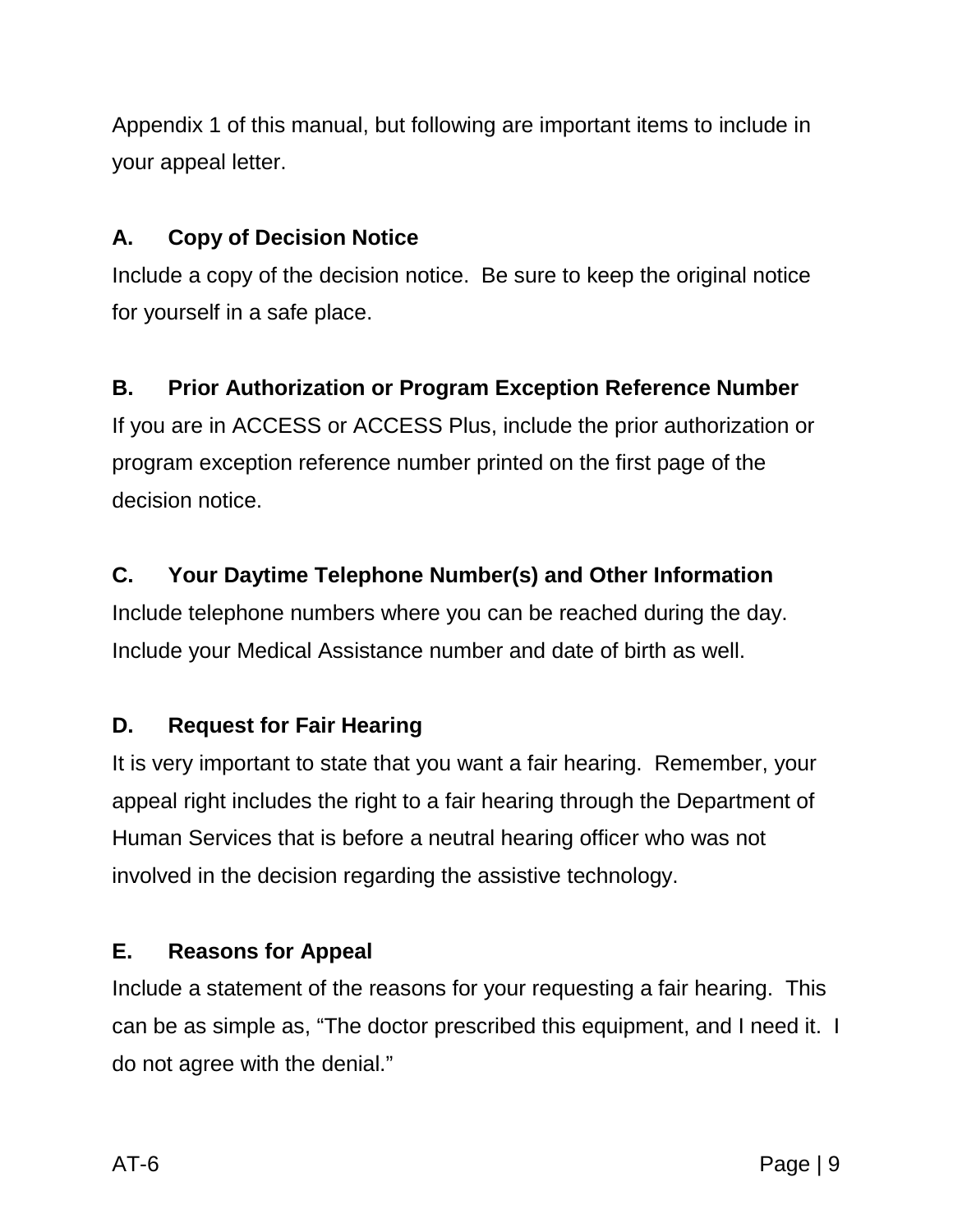Appendix 1 of this manual, but following are important items to include in your appeal letter.

### A. Copy of Decision Notice

Include a copy of the decision notice. Be sure to keep the original notice for yourself in a safe place.

### B. Prior Authorization or Program Exception Reference Number

If you are in ACCESS or ACCESS Plus, include the prior authorization or program exception reference number printed on the first page of the decision notice.

### C. Your Daytime Telephone Number(s) and Other Information

Include telephone numbers where you can be reached during the day. Include your Medical Assistance number and date of birth as well.

### D. Request for Fair Hearing

It is very important to state that you want a fair hearing. Remember, your appeal right includes the right to a fair hearing through the Department of Human Services that is before a neutral hearing officer who was not involved in the decision regarding the assistive technology.

### E. Reasons for Appeal

Include a statement of the reasons for your requesting a fair hearing. This can be as simple as, “The doctor prescribed this equipment, and I need it. I do not agree with the denial.”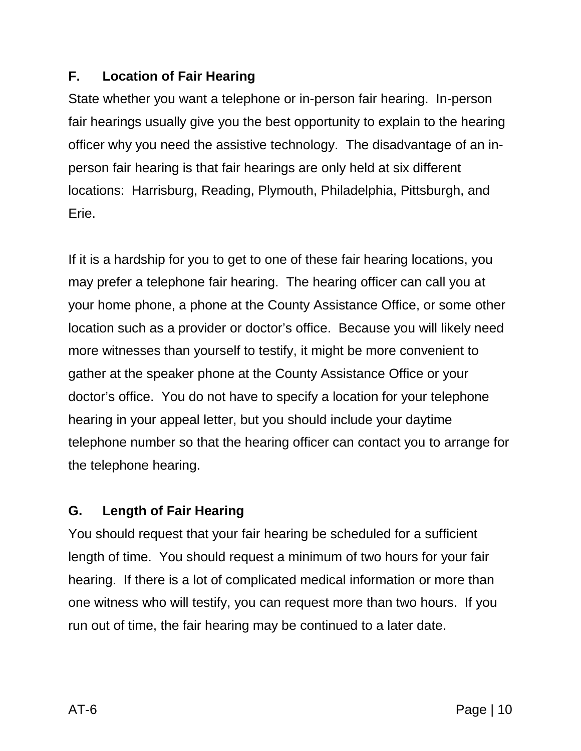### F. Location of Fair Hearing

State whether you want a telephone or in-person fair hearing. In-person fair hearings usually give you the best opportunity to explain to the hearing officer why you need the assistive technology. The disadvantage of an in-person fair hearing is that fair hearings are only held at six different locations: Harrisburg, Reading, Plymouth, Philadelphia, Pittsburgh, and Erie.

If it is a hardship for you to get to one of these fair hearing locations, you may prefer a telephone fair hearing. The hearing officer can call you at your home phone, a phone at the County Assistance Office, or some other location such as a provider or doctor's office. Because you will likely need more witnesses than yourself to testify, it might be more convenient to gather at the speaker phone at the County Assistance Office or your doctor's office. You do not have to specify a location for your telephone hearing in your appeal letter, but you should include your daytime telephone number so that the hearing officer can contact you to arrange for the telephone hearing.

### G. Length of Fair Hearing

You should request that your fair hearing be scheduled for a sufficient length of time. You should request a minimum of two hours for your fair hearing. If there is a lot of complicated medical information or more than one witness who will testify, you can request more than two hours. If you run out of time, the fair hearing may be continued to a later date.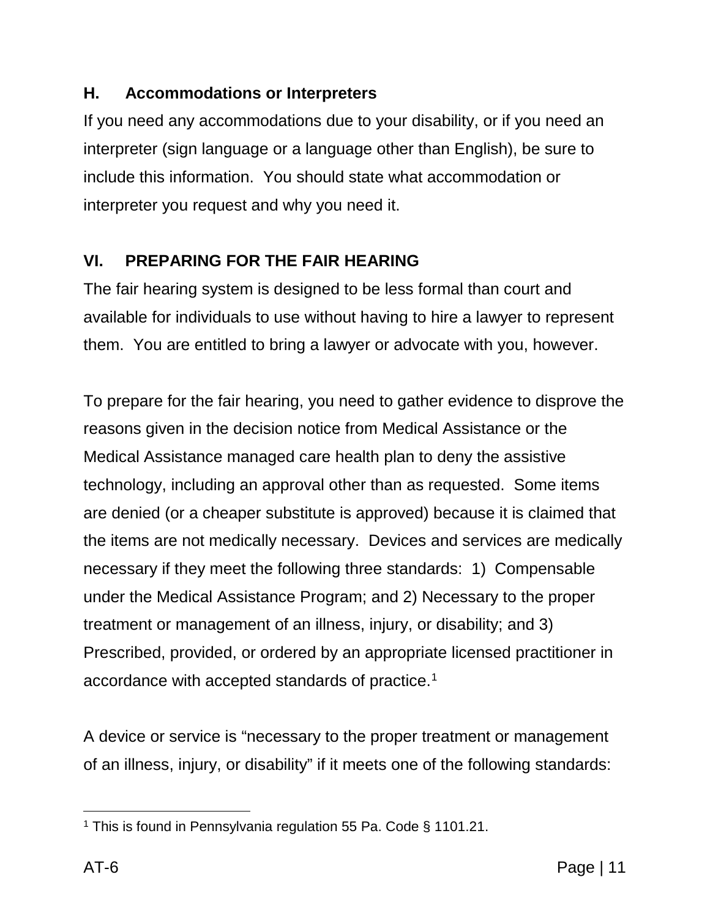### H. Accommodations or Interpreters

If you need any accommodations due to your disability, or if you need an interpreter (sign language or a language other than English), be sure to include this information. You should state what accommodation or interpreter you request and why you need it.

## VI. PREPARING FOR THE FAIR HEARING

The fair hearing system is designed to be less formal than court and available for individuals to use without having to hire a lawyer to represent them. You are entitled to bring a lawyer or advocate with you, however.

To prepare for the fair hearing, you need to gather evidence to disprove the reasons given in the decision notice from Medical Assistance or the Medical Assistance managed care health plan to deny the assistive technology, including an approval other than as requested. Some items are denied (or a cheaper substitute is approved) because it is claimed that the items are not medically necessary. Devices and services are medically necessary if they meet the following three standards: 1) Compensable under the Medical Assistance Program; and 2) Necessary to the proper treatment or management of an illness, injury, or disability; and 3) Prescribed, provided, or ordered by an appropriate licensed practitioner in accordance with accepted standards of practice.[1]

A device or service is "necessary to the proper treatment or management of an illness, injury, or disability" if it meets one of the following standards:

---

[1] This is found in Pennsylvania regulation 55 Pa. Code § 1101.21.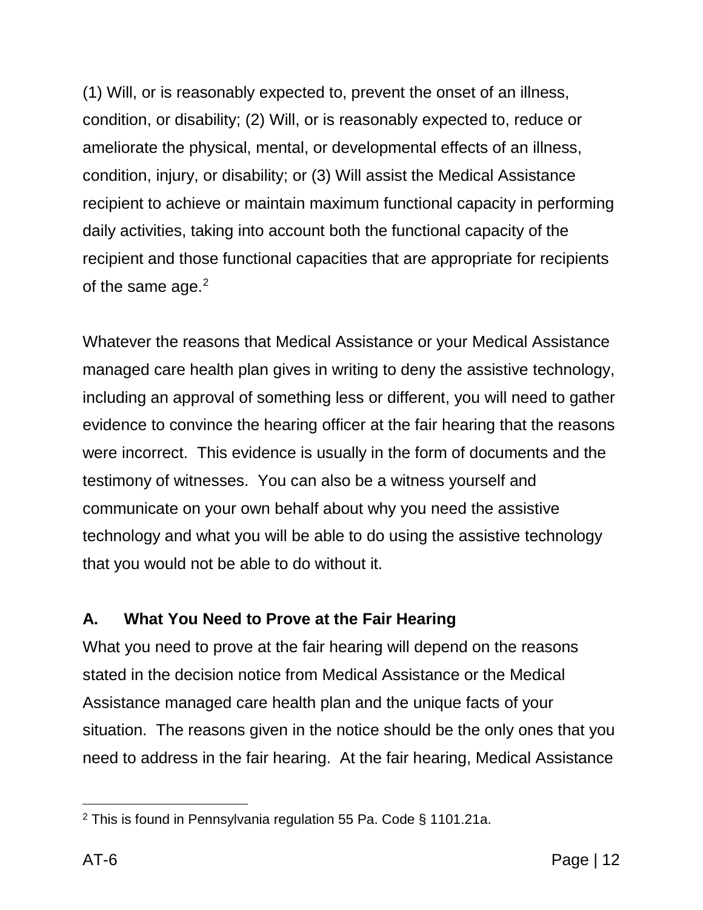(1) Will, or is reasonably expected to, prevent the onset of an illness, condition, or disability; (2) Will, or is reasonably expected to, reduce or ameliorate the physical, mental, or developmental effects of an illness, condition, injury, or disability; or (3) Will assist the Medical Assistance recipient to achieve or maintain maximum functional capacity in performing daily activities, taking into account both the functional capacity of the recipient and those functional capacities that are appropriate for recipients of the same age.[2]

Whatever the reasons that Medical Assistance or your Medical Assistance managed care health plan gives in writing to deny the assistive technology, including an approval of something less or different, you will need to gather evidence to convince the hearing officer at the fair hearing that the reasons were incorrect. This evidence is usually in the form of documents and the testimony of witnesses. You can also be a witness yourself and communicate on your own behalf about why you need the assistive technology and what you will be able to do using the assistive technology that you would not be able to do without it.

### A. What You Need to Prove at the Fair Hearing

What you need to prove at the fair hearing will depend on the reasons stated in the decision notice from Medical Assistance or the Medical Assistance managed care health plan and the unique facts of your situation. The reasons given in the notice should be the only ones that you need to address in the fair hearing. At the fair hearing, Medical Assistance

[2] This is found in Pennsylvania regulation 55 Pa. Code § 1101.21a.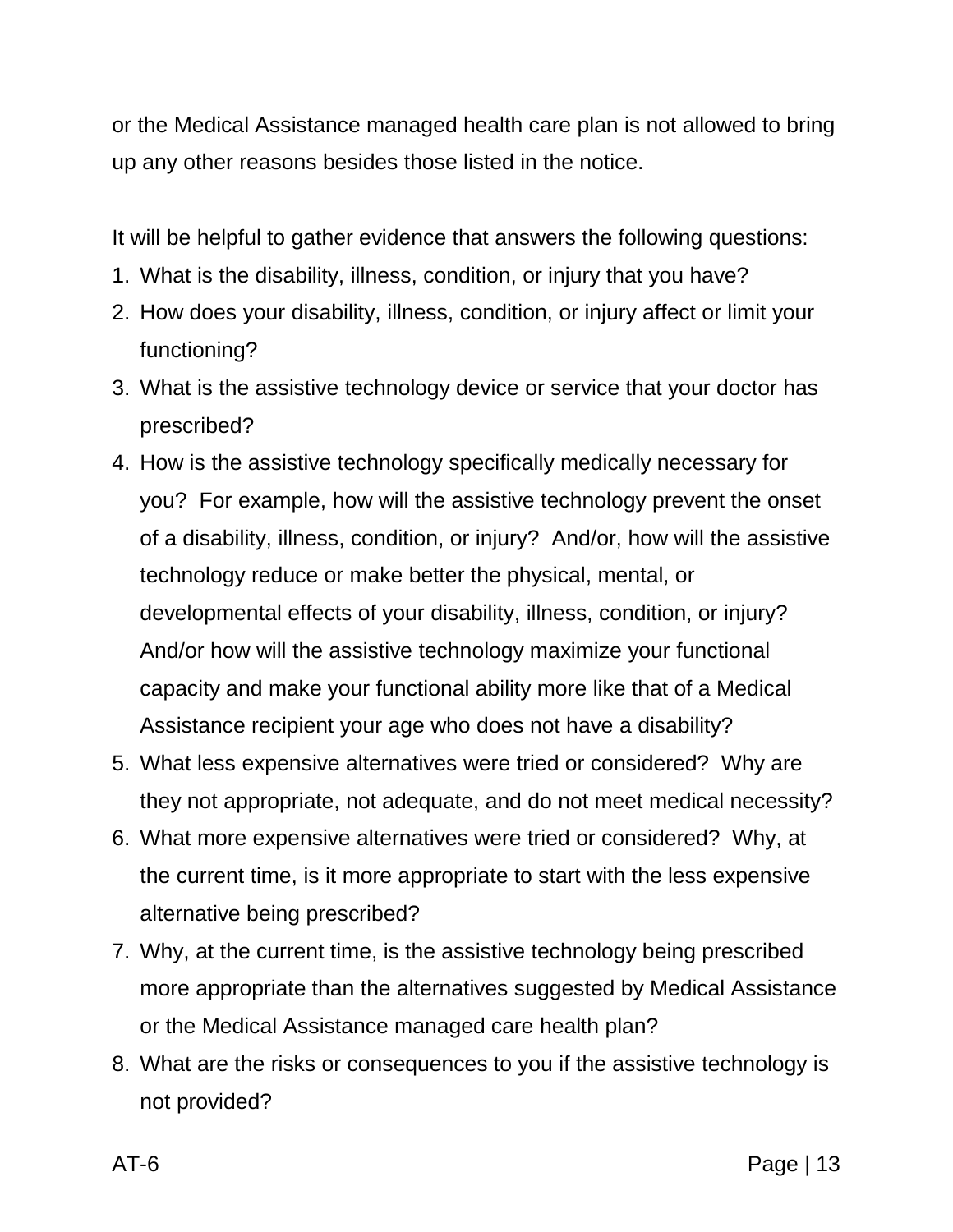or the Medical Assistance managed health care plan is not allowed to bring up any other reasons besides those listed in the notice.

It will be helpful to gather evidence that answers the following questions:

1. What is the disability, illness, condition, or injury that you have?
2. How does your disability, illness, condition, or injury affect or limit your functioning?
3. What is the assistive technology device or service that your doctor has prescribed?
4. How is the assistive technology specifically medically necessary for you? For example, how will the assistive technology prevent the onset of a disability, illness, condition, or injury? And/or, how will the assistive technology reduce or make better the physical, mental, or developmental effects of your disability, illness, condition, or injury? And/or how will the assistive technology maximize your functional capacity and make your functional ability more like that of a Medical Assistance recipient your age who does not have a disability?
5. What less expensive alternatives were tried or considered? Why are they not appropriate, not adequate, and do not meet medical necessity?
6. What more expensive alternatives were tried or considered? Why, at the current time, is it more appropriate to start with the less expensive alternative being prescribed?
7. Why, at the current time, is the assistive technology being prescribed more appropriate than the alternatives suggested by Medical Assistance or the Medical Assistance managed care health plan?
8. What are the risks or consequences to you if the assistive technology is not provided?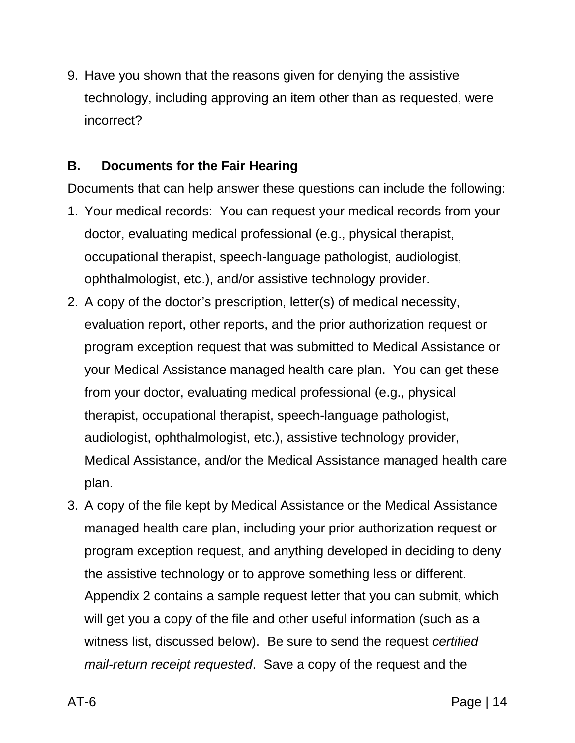9. Have you shown that the reasons given for denying the assistive technology, including approving an item other than as requested, were incorrect?

## B. Documents for the Fair Hearing

Documents that can help answer these questions can include the following:

1. Your medical records: You can request your medical records from your doctor, evaluating medical professional (e.g., physical therapist, occupational therapist, speech-language pathologist, audiologist, ophthalmologist, etc.), and/or assistive technology provider.
2. A copy of the doctor's prescription, letter(s) of medical necessity, evaluation report, other reports, and the prior authorization request or program exception request that was submitted to Medical Assistance or your Medical Assistance managed health care plan. You can get these from your doctor, evaluating medical professional (e.g., physical therapist, occupational therapist, speech-language pathologist, audiologist, ophthalmologist, etc.), assistive technology provider, Medical Assistance, and/or the Medical Assistance managed health care plan.
3. A copy of the file kept by Medical Assistance or the Medical Assistance managed health care plan, including your prior authorization request or program exception request, and anything developed in deciding to deny the assistive technology or to approve something less or different. Appendix 2 contains a sample request letter that you can submit, which will get you a copy of the file and other useful information (such as a witness list, discussed below). Be sure to send the request *certified mail-return receipt requested*. Save a copy of the request and the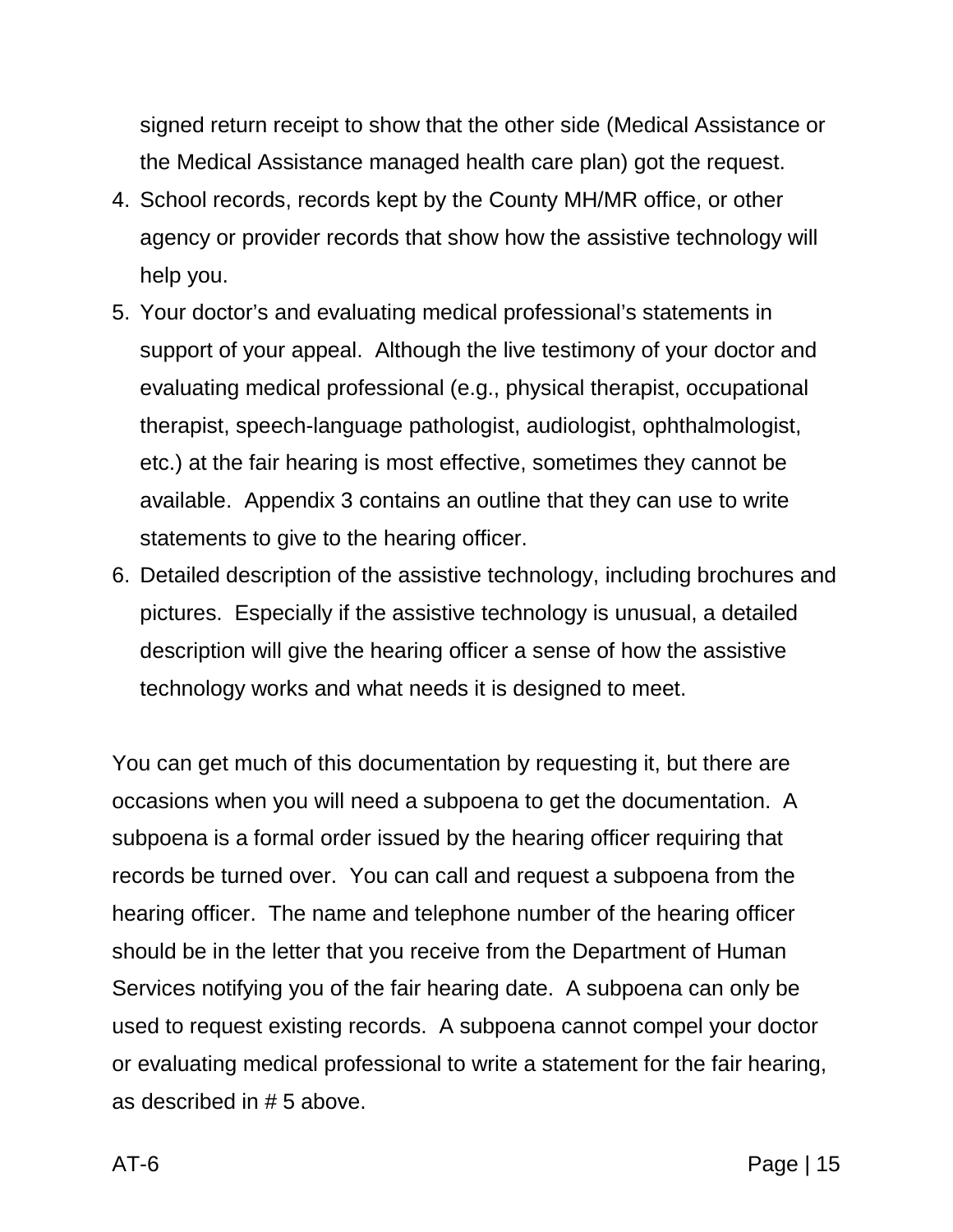signed return receipt to show that the other side (Medical Assistance or the Medical Assistance managed health care plan) got the request.

4. School records, records kept by the County MH/MR office, or other agency or provider records that show how the assistive technology will help you.
5. Your doctor's and evaluating medical professional's statements in support of your appeal. Although the live testimony of your doctor and evaluating medical professional (e.g., physical therapist, occupational therapist, speech-language pathologist, audiologist, ophthalmologist, etc.) at the fair hearing is most effective, sometimes they cannot be available. Appendix 3 contains an outline that they can use to write statements to give to the hearing officer.
6. Detailed description of the assistive technology, including brochures and pictures. Especially if the assistive technology is unusual, a detailed description will give the hearing officer a sense of how the assistive technology works and what needs it is designed to meet.

You can get much of this documentation by requesting it, but there are occasions when you will need a subpoena to get the documentation. A subpoena is a formal order issued by the hearing officer requiring that records be turned over. You can call and request a subpoena from the hearing officer. The name and telephone number of the hearing officer should be in the letter that you receive from the Department of Human Services notifying you of the fair hearing date. A subpoena can only be used to request existing records. A subpoena cannot compel your doctor or evaluating medical professional to write a statement for the fair hearing, as described in # 5 above.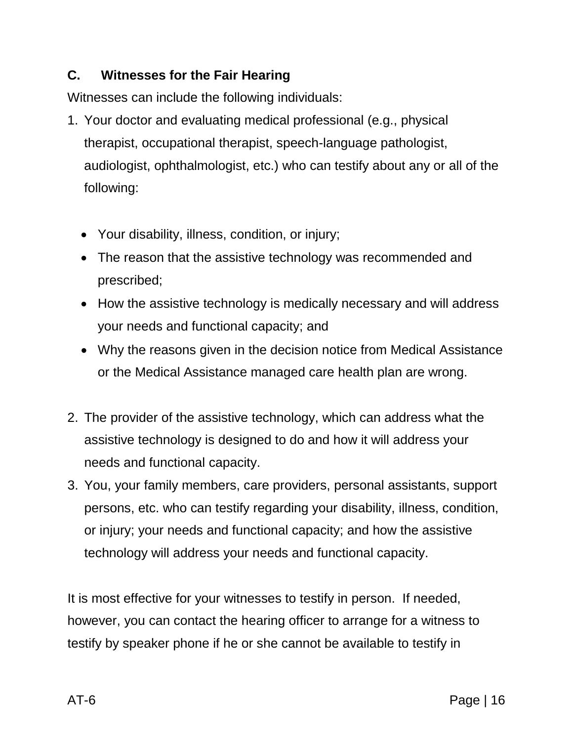## C. Witnesses for the Fair Hearing

Witnesses can include the following individuals:

1. Your doctor and evaluating medical professional (e.g., physical therapist, occupational therapist, speech-language pathologist, audiologist, ophthalmologist, etc.) who can testify about any or all of the following:

   - Your disability, illness, condition, or injury;
   - The reason that the assistive technology was recommended and prescribed;
   - How the assistive technology is medically necessary and will address your needs and functional capacity; and
   - Why the reasons given in the decision notice from Medical Assistance or the Medical Assistance managed care health plan are wrong.

2. The provider of the assistive technology, which can address what the assistive technology is designed to do and how it will address your needs and functional capacity.
3. You, your family members, care providers, personal assistants, support persons, etc. who can testify regarding your disability, illness, condition, or injury; your needs and functional capacity; and how the assistive technology will address your needs and functional capacity.

It is most effective for your witnesses to testify in person. If needed, however, you can contact the hearing officer to arrange for a witness to testify by speaker phone if he or she cannot be available to testify in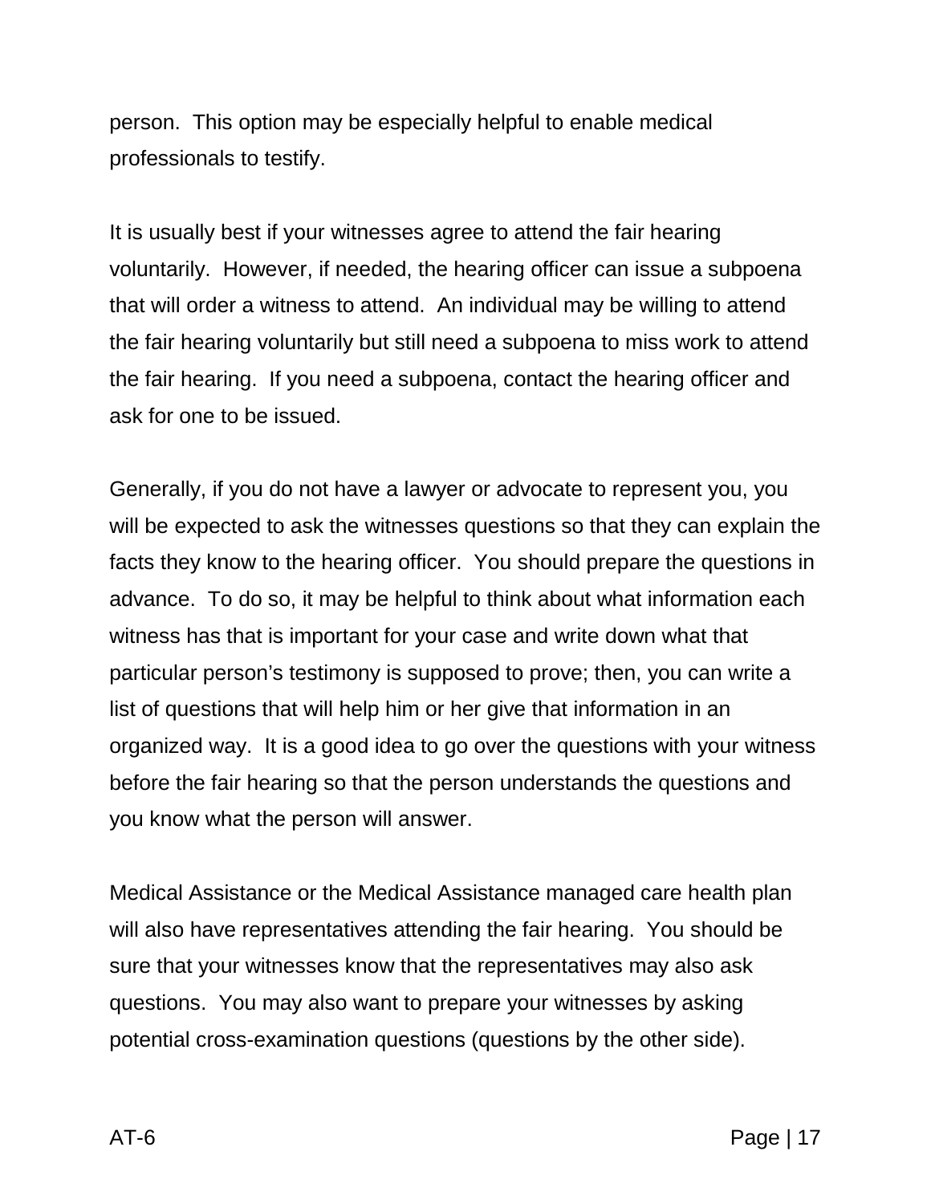person. This option may be especially helpful to enable medical professionals to testify.

It is usually best if your witnesses agree to attend the fair hearing voluntarily. However, if needed, the hearing officer can issue a subpoena that will order a witness to attend. An individual may be willing to attend the fair hearing voluntarily but still need a subpoena to miss work to attend the fair hearing. If you need a subpoena, contact the hearing officer and ask for one to be issued.

Generally, if you do not have a lawyer or advocate to represent you, you will be expected to ask the witnesses questions so that they can explain the facts they know to the hearing officer. You should prepare the questions in advance. To do so, it may be helpful to think about what information each witness has that is important for your case and write down what that particular person's testimony is supposed to prove; then, you can write a list of questions that will help him or her give that information in an organized way. It is a good idea to go over the questions with your witness before the fair hearing so that the person understands the questions and you know what the person will answer.

Medical Assistance or the Medical Assistance managed care health plan will also have representatives attending the fair hearing. You should be sure that your witnesses know that the representatives may also ask questions. You may also want to prepare your witnesses by asking potential cross-examination questions (questions by the other side).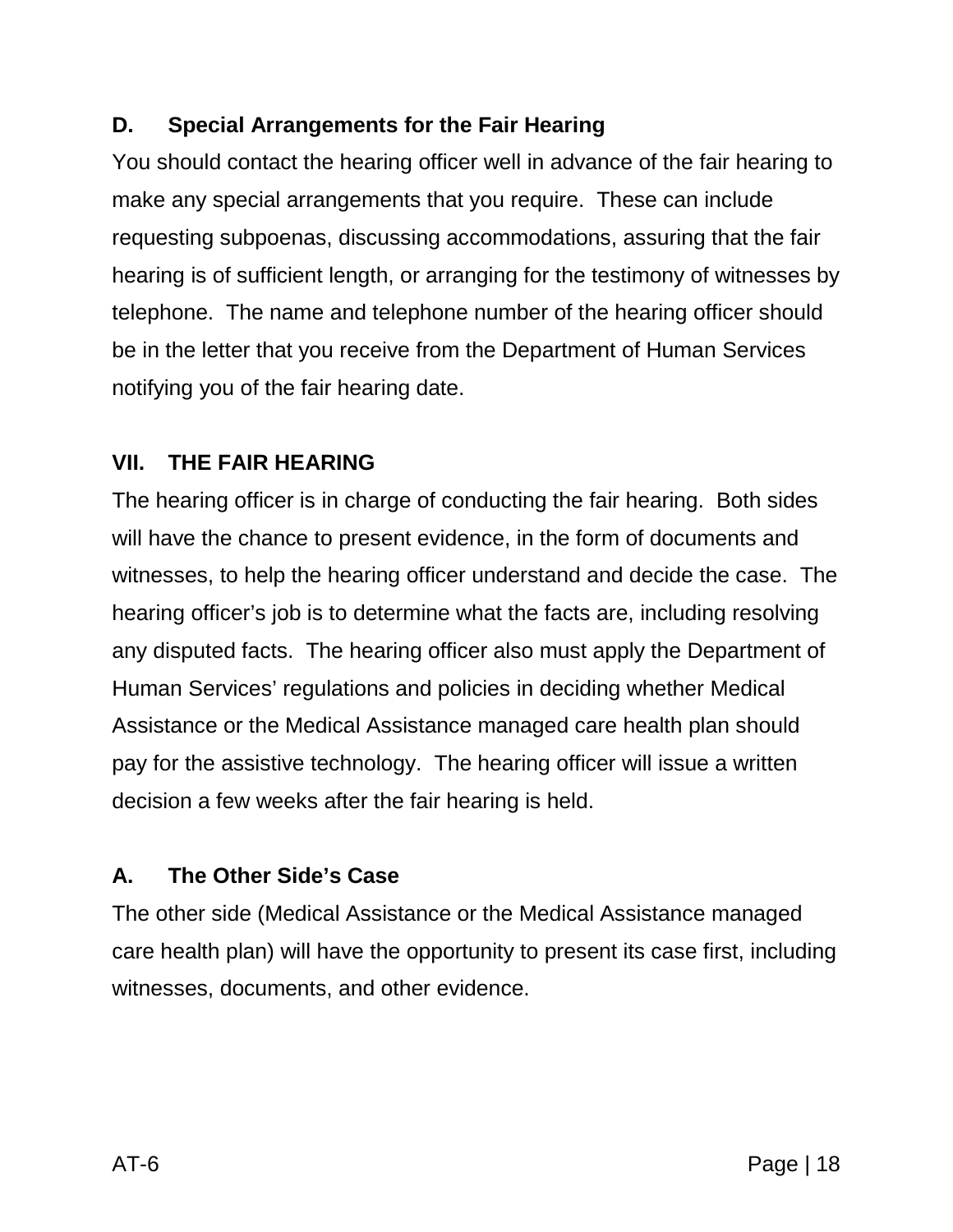### D. Special Arrangements for the Fair Hearing

You should contact the hearing officer well in advance of the fair hearing to make any special arrangements that you require. These can include requesting subpoenas, discussing accommodations, assuring that the fair hearing is of sufficient length, or arranging for the testimony of witnesses by telephone. The name and telephone number of the hearing officer should be in the letter that you receive from the Department of Human Services notifying you of the fair hearing date.

## VII. THE FAIR HEARING

The hearing officer is in charge of conducting the fair hearing. Both sides will have the chance to present evidence, in the form of documents and witnesses, to help the hearing officer understand and decide the case. The hearing officer's job is to determine what the facts are, including resolving any disputed facts. The hearing officer also must apply the Department of Human Services' regulations and policies in deciding whether Medical Assistance or the Medical Assistance managed care health plan should pay for the assistive technology. The hearing officer will issue a written decision a few weeks after the fair hearing is held.

### A. The Other Side's Case

The other side (Medical Assistance or the Medical Assistance managed care health plan) will have the opportunity to present its case first, including witnesses, documents, and other evidence.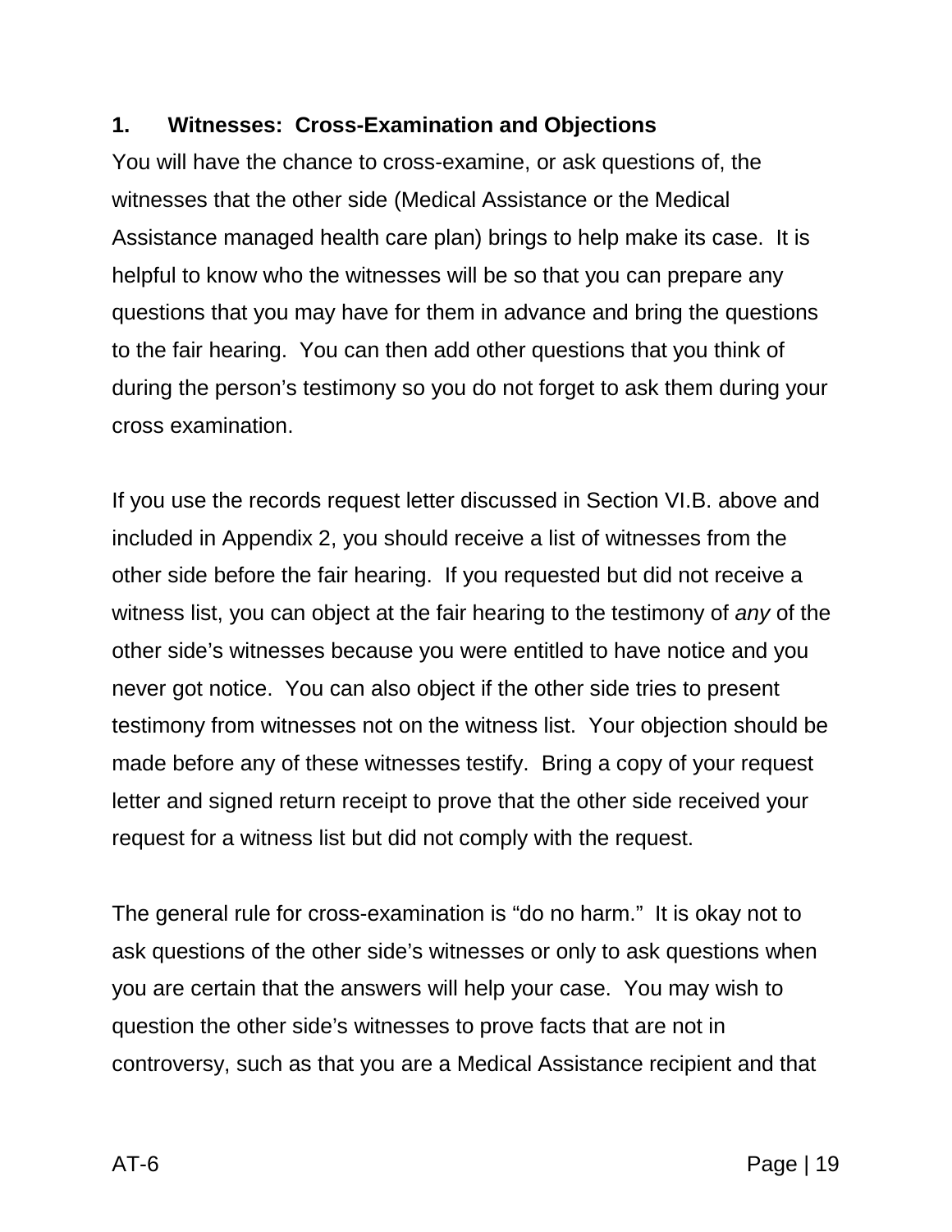### 1. Witnesses: Cross-Examination and Objections

You will have the chance to cross-examine, or ask questions of, the witnesses that the other side (Medical Assistance or the Medical Assistance managed health care plan) brings to help make its case. It is helpful to know who the witnesses will be so that you can prepare any questions that you may have for them in advance and bring the questions to the fair hearing. You can then add other questions that you think of during the person's testimony so you do not forget to ask them during your cross examination.

If you use the records request letter discussed in Section VI.B. above and included in Appendix 2, you should receive a list of witnesses from the other side before the fair hearing. If you requested but did not receive a witness list, you can object at the fair hearing to the testimony of *any* of the other side's witnesses because you were entitled to have notice and you never got notice. You can also object if the other side tries to present testimony from witnesses not on the witness list. Your objection should be made before any of these witnesses testify. Bring a copy of your request letter and signed return receipt to prove that the other side received your request for a witness list but did not comply with the request.

The general rule for cross-examination is "do no harm." It is okay not to ask questions of the other side's witnesses or only to ask questions when you are certain that the answers will help your case. You may wish to question the other side's witnesses to prove facts that are not in controversy, such as that you are a Medical Assistance recipient and that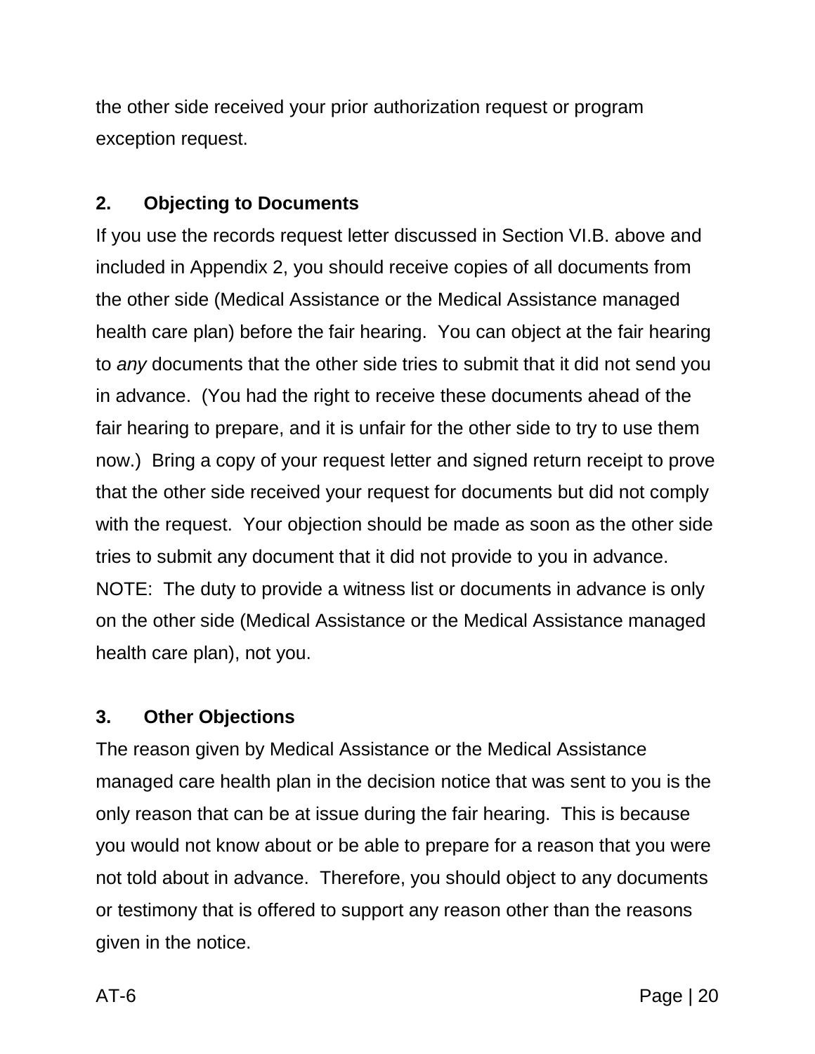the other side received your prior authorization request or program exception request.

### 2. Objecting to Documents

If you use the records request letter discussed in Section VI.B. above and included in Appendix 2, you should receive copies of all documents from the other side (Medical Assistance or the Medical Assistance managed health care plan) before the fair hearing. You can object at the fair hearing to *any* documents that the other side tries to submit that it did not send you in advance. (You had the right to receive these documents ahead of the fair hearing to prepare, and it is unfair for the other side to try to use them now.) Bring a copy of your request letter and signed return receipt to prove that the other side received your request for documents but did not comply with the request. Your objection should be made as soon as the other side tries to submit any document that it did not provide to you in advance. NOTE: The duty to provide a witness list or documents in advance is only on the other side (Medical Assistance or the Medical Assistance managed health care plan), not you.

### 3. Other Objections

The reason given by Medical Assistance or the Medical Assistance managed care health plan in the decision notice that was sent to you is the only reason that can be at issue during the fair hearing. This is because you would not know about or be able to prepare for a reason that you were not told about in advance. Therefore, you should object to any documents or testimony that is offered to support any reason other than the reasons given in the notice.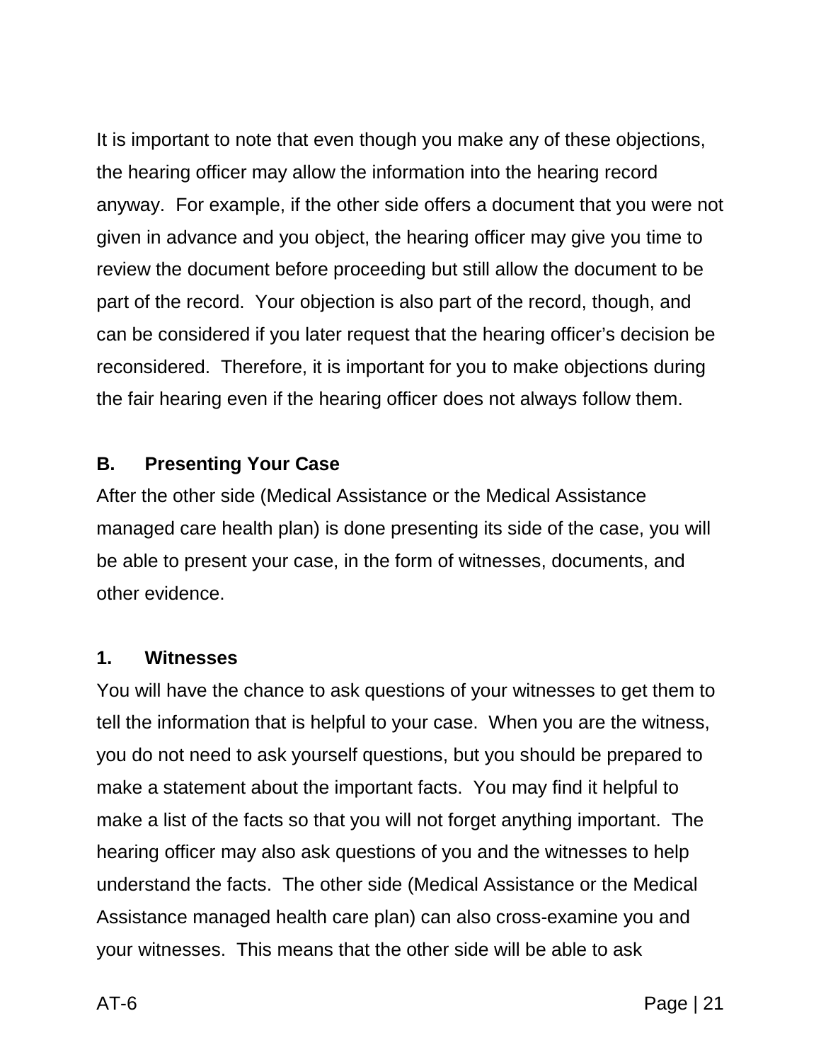It is important to note that even though you make any of these objections, the hearing officer may allow the information into the hearing record anyway. For example, if the other side offers a document that you were not given in advance and you object, the hearing officer may give you time to review the document before proceeding but still allow the document to be part of the record. Your objection is also part of the record, though, and can be considered if you later request that the hearing officer's decision be reconsidered. Therefore, it is important for you to make objections during the fair hearing even if the hearing officer does not always follow them.

### B. Presenting Your Case

After the other side (Medical Assistance or the Medical Assistance managed care health plan) is done presenting its side of the case, you will be able to present your case, in the form of witnesses, documents, and other evidence.

#### 1. Witnesses

You will have the chance to ask questions of your witnesses to get them to tell the information that is helpful to your case. When you are the witness, you do not need to ask yourself questions, but you should be prepared to make a statement about the important facts. You may find it helpful to make a list of the facts so that you will not forget anything important. The hearing officer may also ask questions of you and the witnesses to help understand the facts. The other side (Medical Assistance or the Medical Assistance managed health care plan) can also cross-examine you and your witnesses. This means that the other side will be able to ask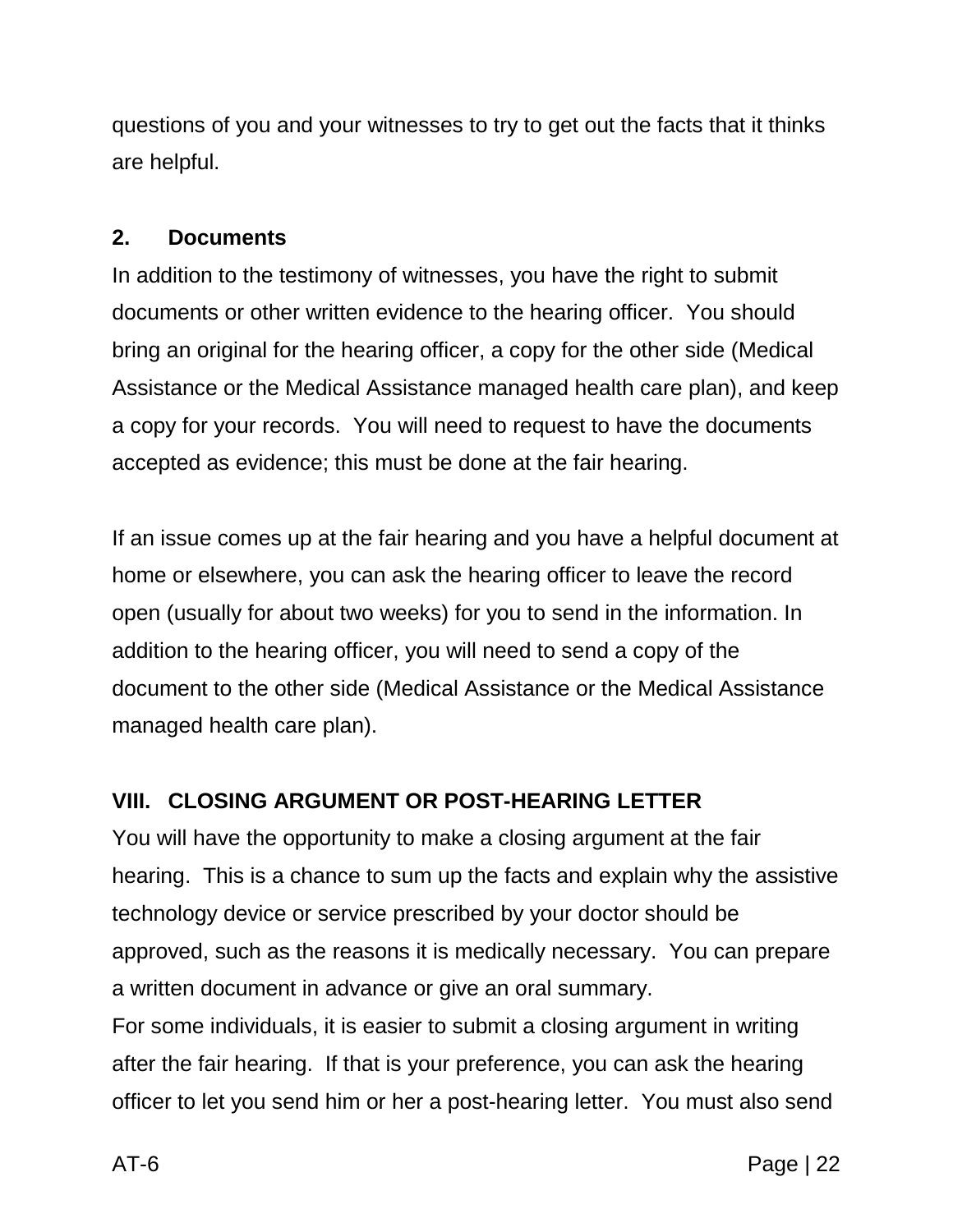questions of you and your witnesses to try to get out the facts that it thinks are helpful.

### 2. Documents

In addition to the testimony of witnesses, you have the right to submit documents or other written evidence to the hearing officer. You should bring an original for the hearing officer, a copy for the other side (Medical Assistance or the Medical Assistance managed health care plan), and keep a copy for your records. You will need to request to have the documents accepted as evidence; this must be done at the fair hearing.

If an issue comes up at the fair hearing and you have a helpful document at home or elsewhere, you can ask the hearing officer to leave the record open (usually for about two weeks) for you to send in the information. In addition to the hearing officer, you will need to send a copy of the document to the other side (Medical Assistance or the Medical Assistance managed health care plan).

## VIII. CLOSING ARGUMENT OR POST-HEARING LETTER

You will have the opportunity to make a closing argument at the fair hearing. This is a chance to sum up the facts and explain why the assistive technology device or service prescribed by your doctor should be approved, such as the reasons it is medically necessary. You can prepare a written document in advance or give an oral summary.

For some individuals, it is easier to submit a closing argument in writing after the fair hearing. If that is your preference, you can ask the hearing officer to let you send him or her a post-hearing letter. You must also send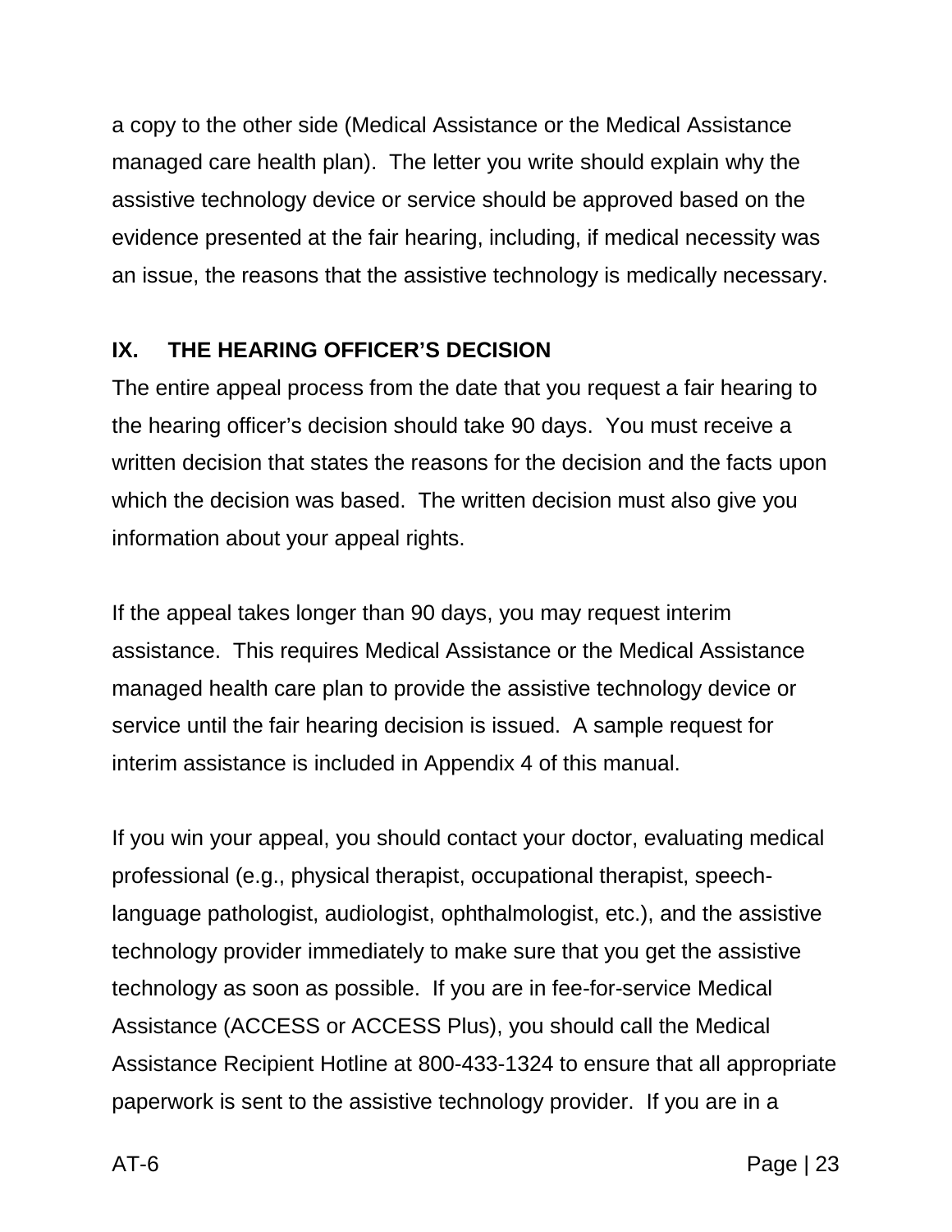a copy to the other side (Medical Assistance or the Medical Assistance managed care health plan). The letter you write should explain why the assistive technology device or service should be approved based on the evidence presented at the fair hearing, including, if medical necessity was an issue, the reasons that the assistive technology is medically necessary.

## IX. THE HEARING OFFICER'S DECISION

The entire appeal process from the date that you request a fair hearing to the hearing officer's decision should take 90 days. You must receive a written decision that states the reasons for the decision and the facts upon which the decision was based. The written decision must also give you information about your appeal rights.

If the appeal takes longer than 90 days, you may request interim assistance. This requires Medical Assistance or the Medical Assistance managed health care plan to provide the assistive technology device or service until the fair hearing decision is issued. A sample request for interim assistance is included in Appendix 4 of this manual.

If you win your appeal, you should contact your doctor, evaluating medical professional (e.g., physical therapist, occupational therapist, speech-language pathologist, audiologist, ophthalmologist, etc.), and the assistive technology provider immediately to make sure that you get the assistive technology as soon as possible. If you are in fee-for-service Medical Assistance (ACCESS or ACCESS Plus), you should call the Medical Assistance Recipient Hotline at 800-433-1324 to ensure that all appropriate paperwork is sent to the assistive technology provider. If you are in a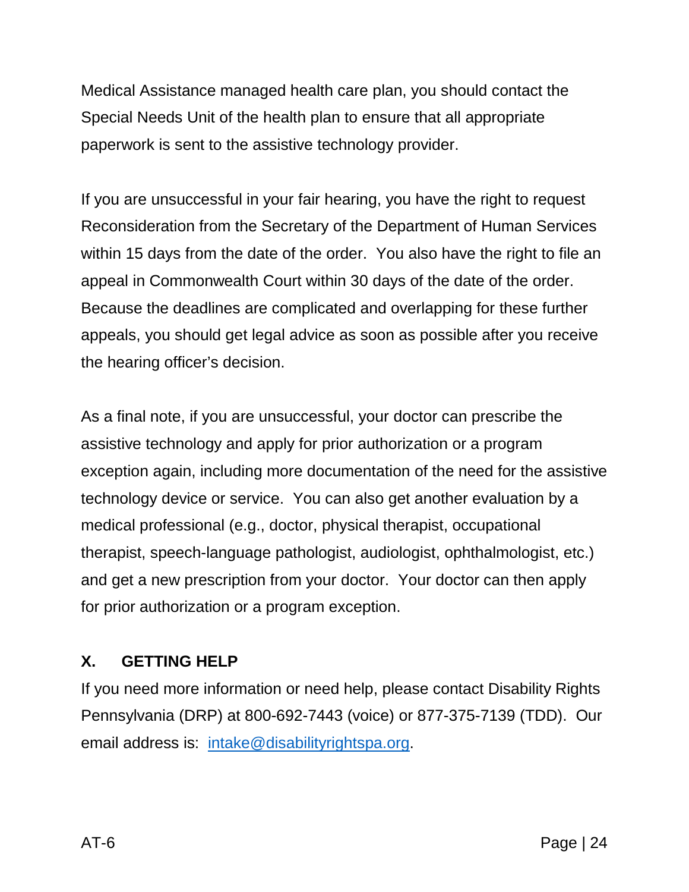Medical Assistance managed health care plan, you should contact the Special Needs Unit of the health plan to ensure that all appropriate paperwork is sent to the assistive technology provider.

If you are unsuccessful in your fair hearing, you have the right to request Reconsideration from the Secretary of the Department of Human Services within 15 days from the date of the order. You also have the right to file an appeal in Commonwealth Court within 30 days of the date of the order. Because the deadlines are complicated and overlapping for these further appeals, you should get legal advice as soon as possible after you receive the hearing officer's decision.

As a final note, if you are unsuccessful, your doctor can prescribe the assistive technology and apply for prior authorization or a program exception again, including more documentation of the need for the assistive technology device or service. You can also get another evaluation by a medical professional (e.g., doctor, physical therapist, occupational therapist, speech-language pathologist, audiologist, ophthalmologist, etc.) and get a new prescription from your doctor. Your doctor can then apply for prior authorization or a program exception.

## X. GETTING HELP

If you need more information or need help, please contact Disability Rights Pennsylvania (DRP) at 800-692-7443 (voice) or 877-375-7139 (TDD). Our email address is: intake@disabilityrightspa.org.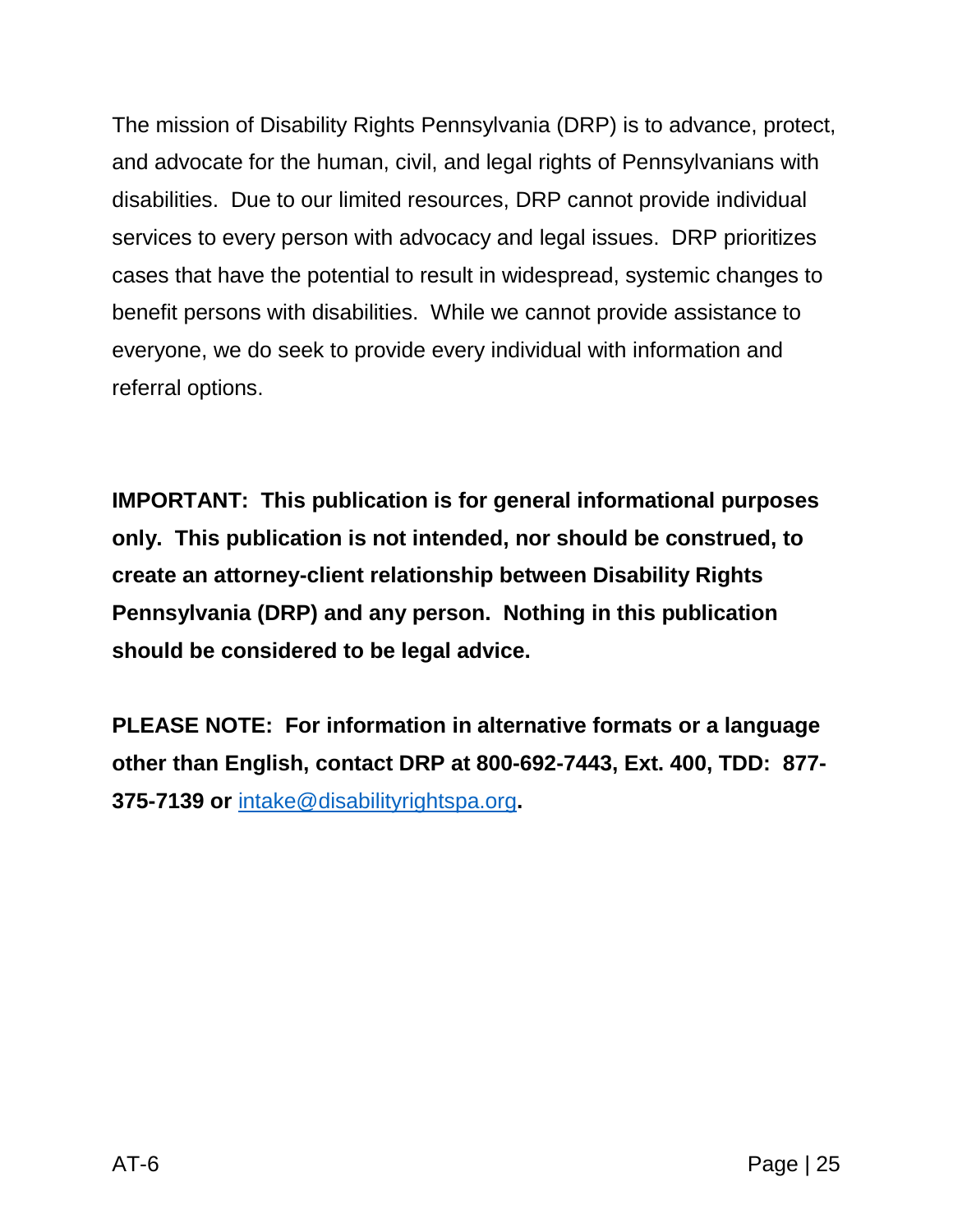The mission of Disability Rights Pennsylvania (DRP) is to advance, protect, and advocate for the human, civil, and legal rights of Pennsylvanians with disabilities. Due to our limited resources, DRP cannot provide individual services to every person with advocacy and legal issues. DRP prioritizes cases that have the potential to result in widespread, systemic changes to benefit persons with disabilities. While we cannot provide assistance to everyone, we do seek to provide every individual with information and referral options.

**IMPORTANT: This publication is for general informational purposes only. This publication is not intended, nor should be construed, to create an attorney-client relationship between Disability Rights Pennsylvania (DRP) and any person. Nothing in this publication should be considered to be legal advice.**

**PLEASE NOTE: For information in alternative formats or a language other than English, contact DRP at 800-692-7443, Ext. 400, TDD: 877-375-7139 or** intake@disabilityrightspa.org**.**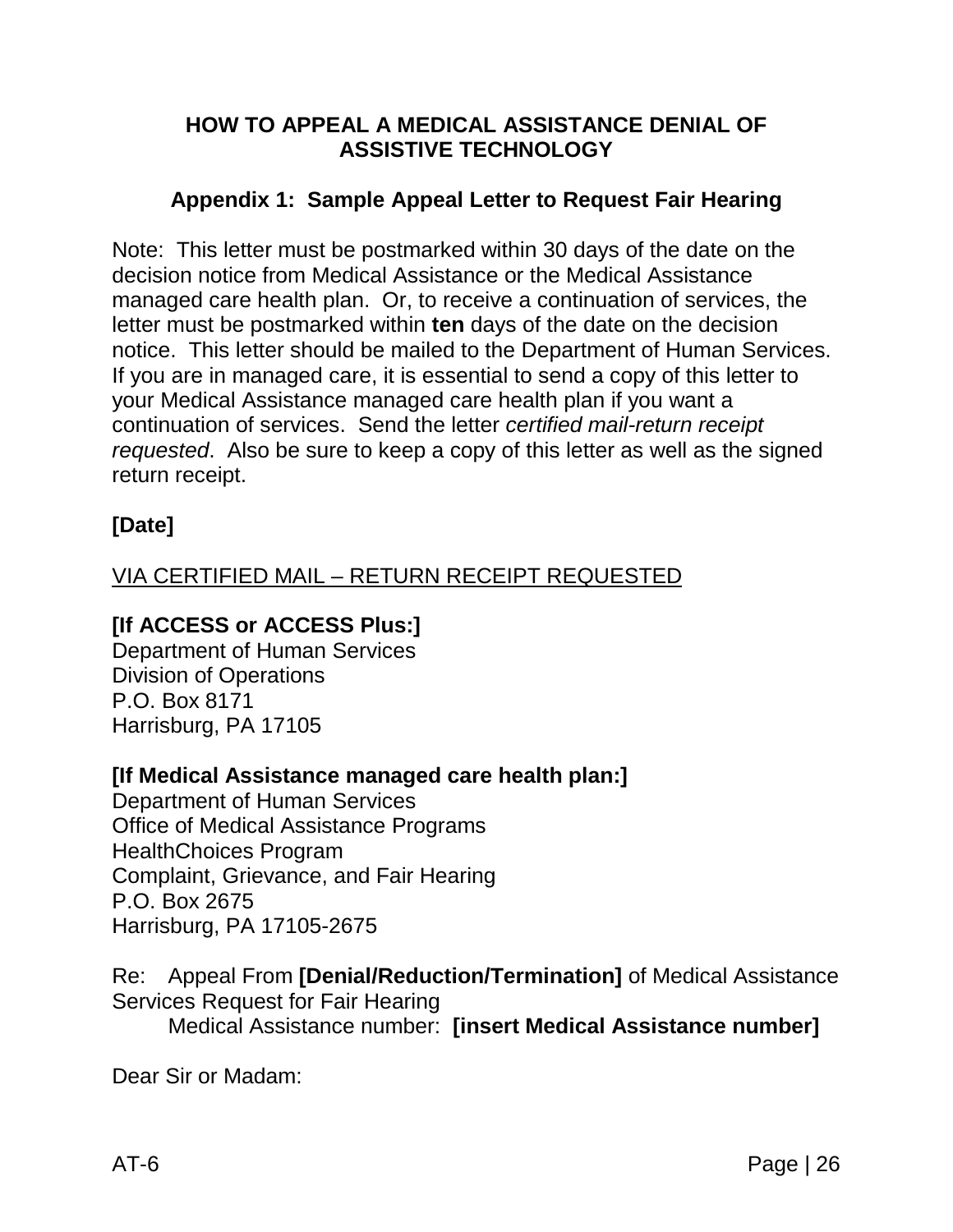## HOW TO APPEAL A MEDICAL ASSISTANCE DENIAL OF ASSISTIVE TECHNOLOGY

### Appendix 1: Sample Appeal Letter to Request Fair Hearing

Note: This letter must be postmarked within 30 days of the date on the decision notice from Medical Assistance or the Medical Assistance managed care health plan. Or, to receive a continuation of services, the letter must be postmarked within **ten** days of the date on the decision notice. This letter should be mailed to the Department of Human Services. If you are in managed care, it is essential to send a copy of this letter to your Medical Assistance managed care health plan if you want a continuation of services. Send the letter *certified mail-return receipt requested*. Also be sure to keep a copy of this letter as well as the signed return receipt.

**[Date]**

<u>VIA CERTIFIED MAIL – RETURN RECEIPT REQUESTED</u>

**[If ACCESS or ACCESS Plus:]**
Department of Human Services
Division of Operations
P.O. Box 8171
Harrisburg, PA 17105

**[If Medical Assistance managed care health plan:]**
Department of Human Services
Office of Medical Assistance Programs
HealthChoices Program
Complaint, Grievance, and Fair Hearing
P.O. Box 2675
Harrisburg, PA 17105-2675

Re: Appeal From **[Denial/Reduction/Termination]** of Medical Assistance Services Request for Fair Hearing
Medical Assistance number: **[insert Medical Assistance number]**

Dear Sir or Madam: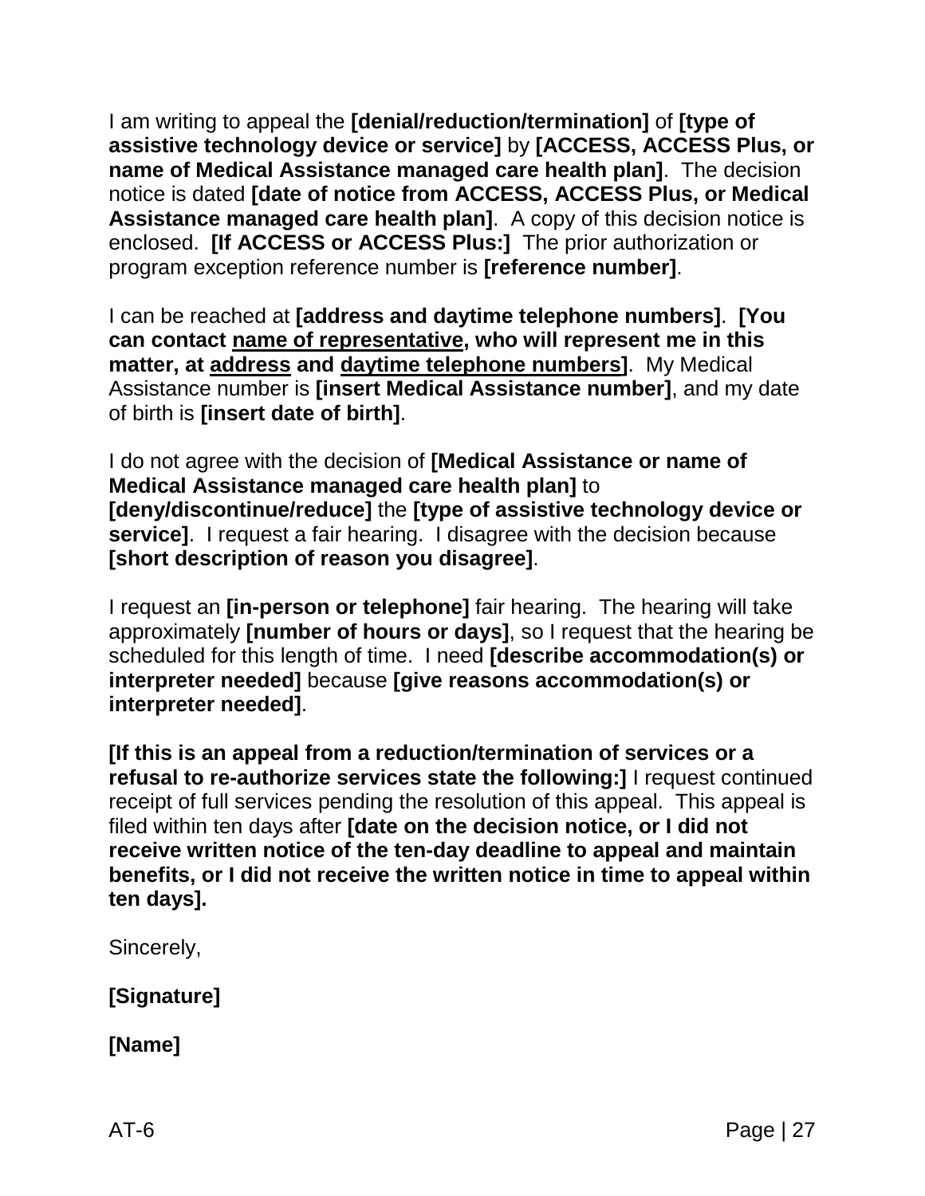I am writing to appeal the **[denial/reduction/termination]** of **[type of assistive technology device or service]** by **[ACCESS, ACCESS Plus, or name of Medical Assistance managed care health plan]**. The decision notice is dated **[date of notice from ACCESS, ACCESS Plus, or Medical Assistance managed care health plan]**. A copy of this decision notice is enclosed. **[If ACCESS or ACCESS Plus:]** The prior authorization or program exception reference number is **[reference number]**.

I can be reached at **[address and daytime telephone numbers]**. **[You can contact <u>name of representative</u>, who will represent me in this matter, at <u>address</u> and <u>daytime telephone numbers</u>]**. My Medical Assistance number is **[insert Medical Assistance number]**, and my date of birth is **[insert date of birth]**.

I do not agree with the decision of **[Medical Assistance or name of Medical Assistance managed care health plan]** to **[deny/discontinue/reduce]** the **[type of assistive technology device or service]**. I request a fair hearing. I disagree with the decision because **[short description of reason you disagree]**.

I request an **[in-person or telephone]** fair hearing. The hearing will take approximately **[number of hours or days]**, so I request that the hearing be scheduled for this length of time. I need **[describe accommodation(s) or interpreter needed]** because **[give reasons accommodation(s) or interpreter needed]**.

**[If this is an appeal from a reduction/termination of services or a refusal to re-authorize services state the following:]** I request continued receipt of full services pending the resolution of this appeal. This appeal is filed within ten days after **[date on the decision notice, or I did not receive written notice of the ten-day deadline to appeal and maintain benefits, or I did not receive the written notice in time to appeal within ten days].**

Sincerely,

**[Signature]**

**[Name]**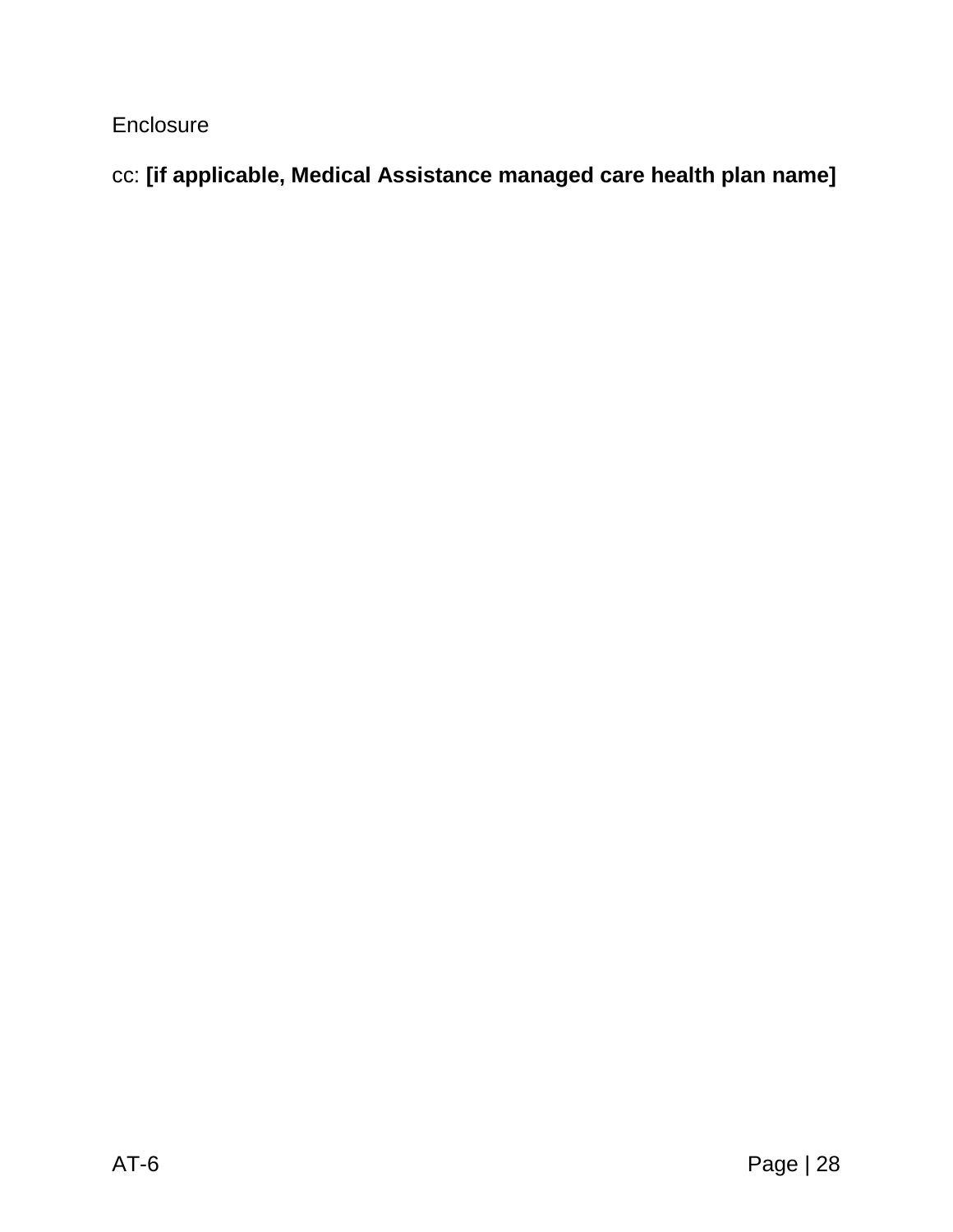Enclosure

cc: **[if applicable, Medical Assistance managed care health plan name]**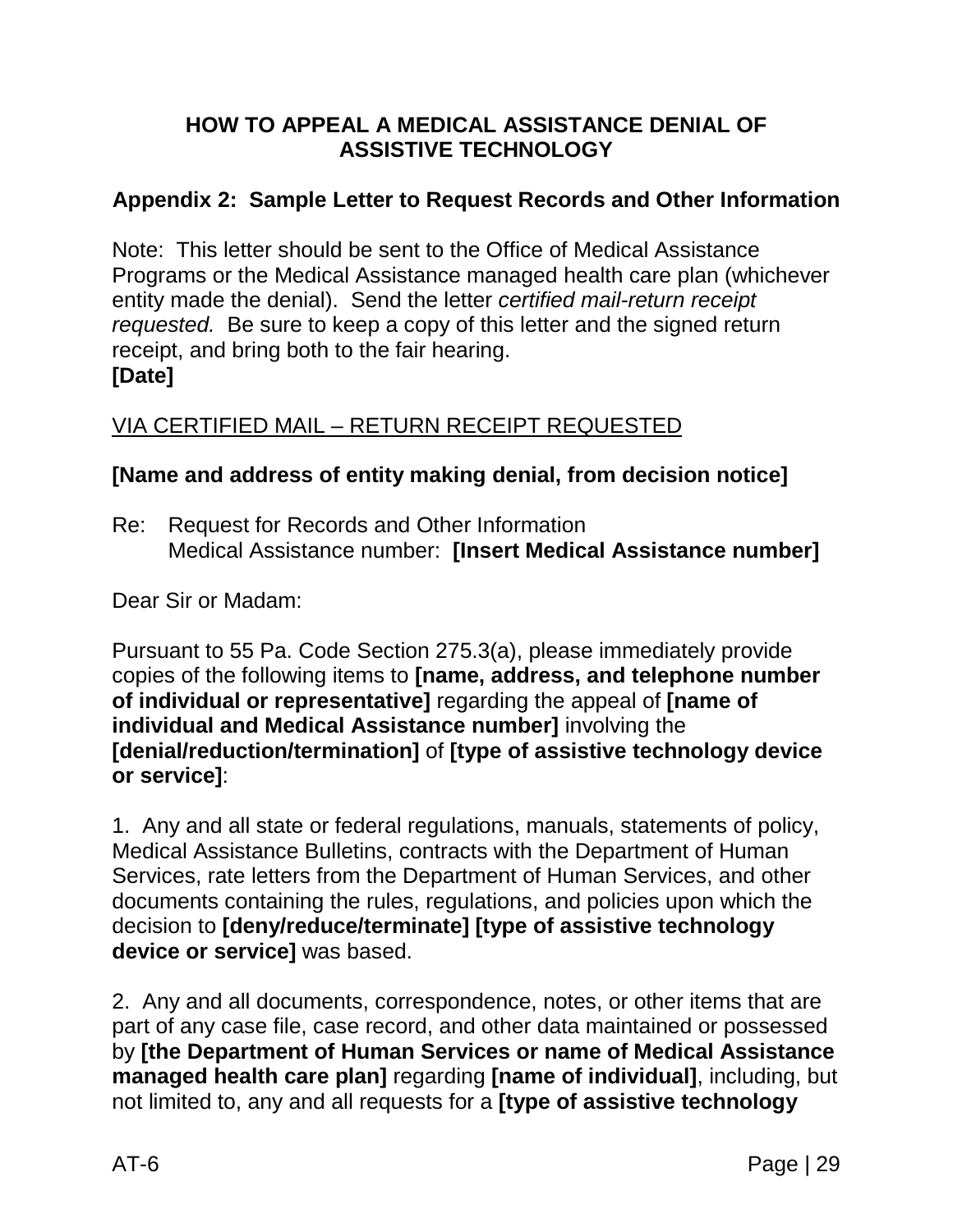**HOW TO APPEAL A MEDICAL ASSISTANCE DENIAL OF ASSISTIVE TECHNOLOGY**

## Appendix 2: Sample Letter to Request Records and Other Information

Note: This letter should be sent to the Office of Medical Assistance Programs or the Medical Assistance managed health care plan (whichever entity made the denial). Send the letter *certified mail-return receipt requested.* Be sure to keep a copy of this letter and the signed return receipt, and bring both to the fair hearing.

**[Date]**

VIA CERTIFIED MAIL – RETURN RECEIPT REQUESTED

**[Name and address of entity making denial, from decision notice]**

Re: Request for Records and Other Information
Medical Assistance number: **[Insert Medical Assistance number]**

Dear Sir or Madam:

Pursuant to 55 Pa. Code Section 275.3(a), please immediately provide copies of the following items to **[name, address, and telephone number of individual or representative]** regarding the appeal of **[name of individual and Medical Assistance number]** involving the **[denial/reduction/termination]** of **[type of assistive technology device or service]**:

1. Any and all state or federal regulations, manuals, statements of policy, Medical Assistance Bulletins, contracts with the Department of Human Services, rate letters from the Department of Human Services, and other documents containing the rules, regulations, and policies upon which the decision to **[deny/reduce/terminate] [type of assistive technology device or service]** was based.

2. Any and all documents, correspondence, notes, or other items that are part of any case file, case record, and other data maintained or possessed by **[the Department of Human Services or name of Medical Assistance managed health care plan]** regarding **[name of individual]**, including, but not limited to, any and all requests for a **[type of assistive technology**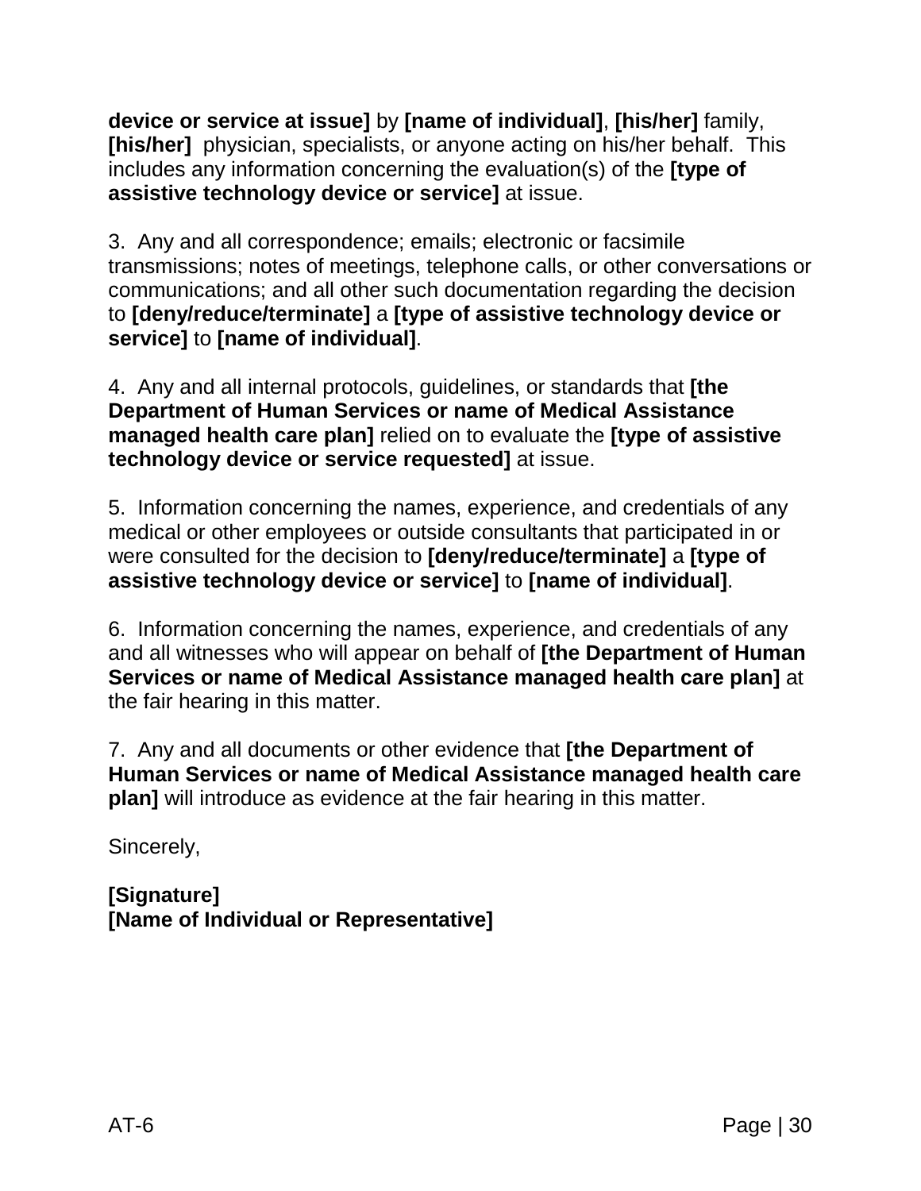**device or service at issue]** by **[name of individual]**, **[his/her]** family, **[his/her]** physician, specialists, or anyone acting on his/her behalf. This includes any information concerning the evaluation(s) of the **[type of assistive technology device or service]** at issue.

3. Any and all correspondence; emails; electronic or facsimile transmissions; notes of meetings, telephone calls, or other conversations or communications; and all other such documentation regarding the decision to **[deny/reduce/terminate]** a **[type of assistive technology device or service]** to **[name of individual]**.

4. Any and all internal protocols, guidelines, or standards that **[the Department of Human Services or name of Medical Assistance managed health care plan]** relied on to evaluate the **[type of assistive technology device or service requested]** at issue.

5. Information concerning the names, experience, and credentials of any medical or other employees or outside consultants that participated in or were consulted for the decision to **[deny/reduce/terminate]** a **[type of assistive technology device or service]** to **[name of individual]**.

6. Information concerning the names, experience, and credentials of any and all witnesses who will appear on behalf of **[the Department of Human Services or name of Medical Assistance managed health care plan]** at the fair hearing in this matter.

7. Any and all documents or other evidence that **[the Department of Human Services or name of Medical Assistance managed health care plan]** will introduce as evidence at the fair hearing in this matter.

Sincerely,

**[Signature]**
**[Name of Individual or Representative]**

AT-6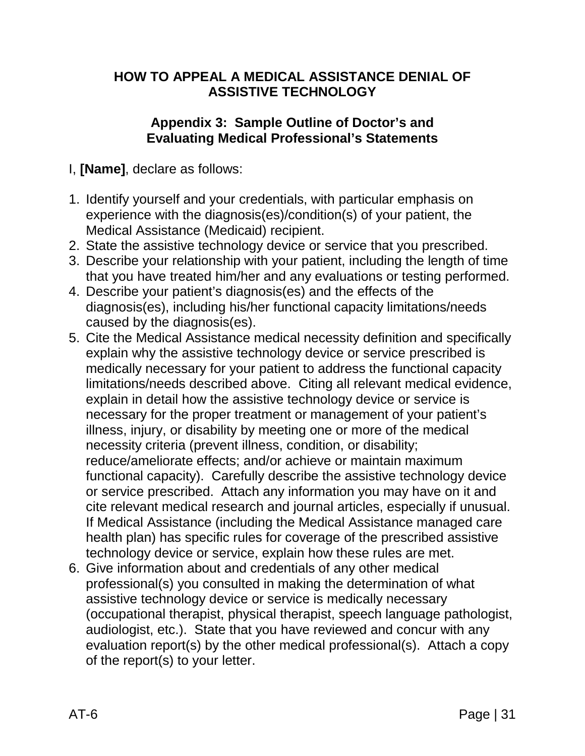# HOW TO APPEAL A MEDICAL ASSISTANCE DENIAL OF ASSISTIVE TECHNOLOGY

## Appendix 3: Sample Outline of Doctor's and Evaluating Medical Professional's Statements

I, **[Name]**, declare as follows:

1. Identify yourself and your credentials, with particular emphasis on experience with the diagnosis(es)/condition(s) of your patient, the Medical Assistance (Medicaid) recipient.
2. State the assistive technology device or service that you prescribed.
3. Describe your relationship with your patient, including the length of time that you have treated him/her and any evaluations or testing performed.
4. Describe your patient's diagnosis(es) and the effects of the diagnosis(es), including his/her functional capacity limitations/needs caused by the diagnosis(es).
5. Cite the Medical Assistance medical necessity definition and specifically explain why the assistive technology device or service prescribed is medically necessary for your patient to address the functional capacity limitations/needs described above. Citing all relevant medical evidence, explain in detail how the assistive technology device or service is necessary for the proper treatment or management of your patient's illness, injury, or disability by meeting one or more of the medical necessity criteria (prevent illness, condition, or disability; reduce/ameliorate effects; and/or achieve or maintain maximum functional capacity). Carefully describe the assistive technology device or service prescribed. Attach any information you may have on it and cite relevant medical research and journal articles, especially if unusual. If Medical Assistance (including the Medical Assistance managed care health plan) has specific rules for coverage of the prescribed assistive technology device or service, explain how these rules are met.
6. Give information about and credentials of any other medical professional(s) you consulted in making the determination of what assistive technology device or service is medically necessary (occupational therapist, physical therapist, speech language pathologist, audiologist, etc.). State that you have reviewed and concur with any evaluation report(s) by the other medical professional(s). Attach a copy of the report(s) to your letter.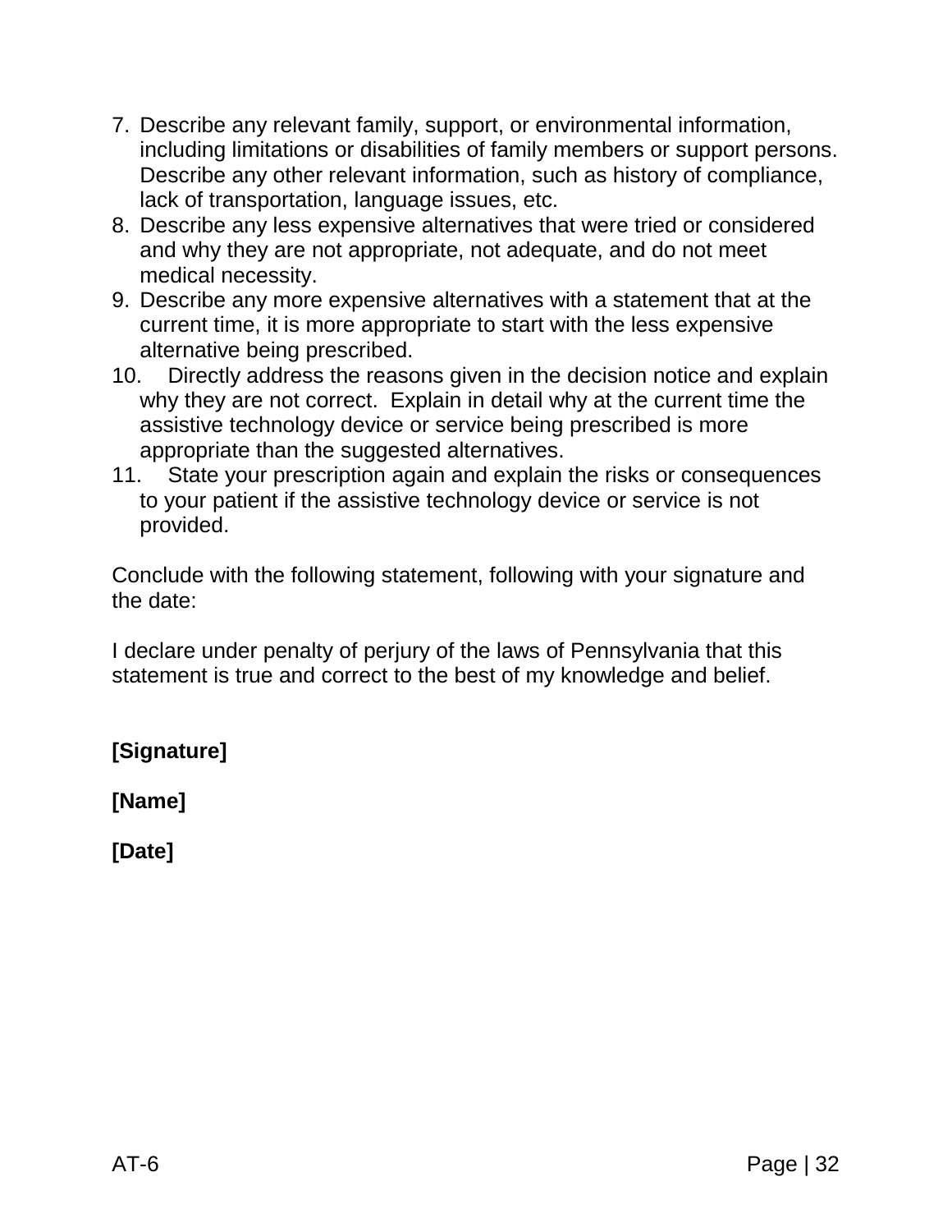7. Describe any relevant family, support, or environmental information, including limitations or disabilities of family members or support persons. Describe any other relevant information, such as history of compliance, lack of transportation, language issues, etc.
8. Describe any less expensive alternatives that were tried or considered and why they are not appropriate, not adequate, and do not meet medical necessity.
9. Describe any more expensive alternatives with a statement that at the current time, it is more appropriate to start with the less expensive alternative being prescribed.
10. Directly address the reasons given in the decision notice and explain why they are not correct. Explain in detail why at the current time the assistive technology device or service being prescribed is more appropriate than the suggested alternatives.
11. State your prescription again and explain the risks or consequences to your patient if the assistive technology device or service is not provided.

Conclude with the following statement, following with your signature and the date:

I declare under penalty of perjury of the laws of Pennsylvania that this statement is true and correct to the best of my knowledge and belief.

**[Signature]**

**[Name]**

**[Date]**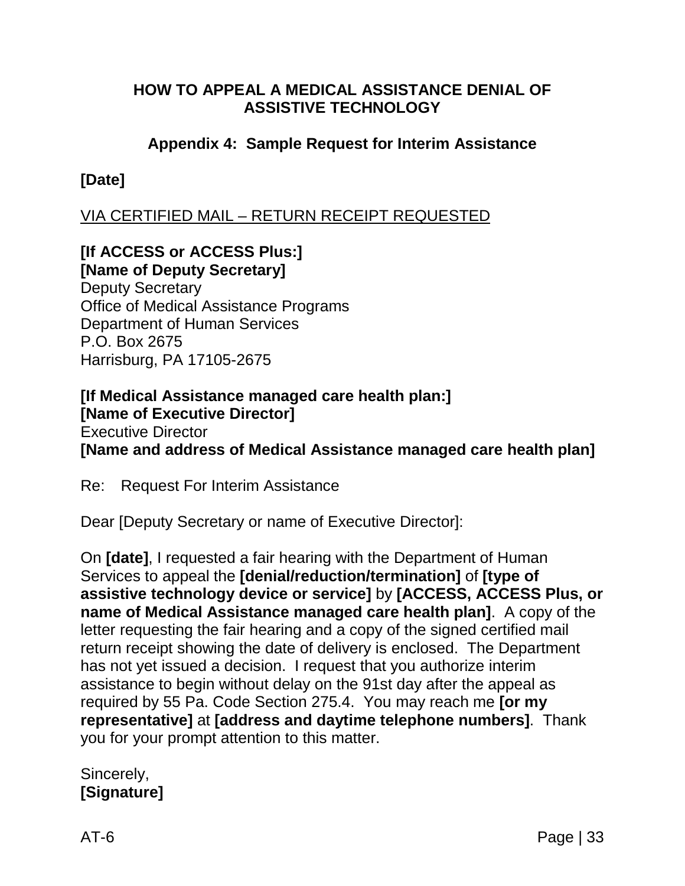## HOW TO APPEAL A MEDICAL ASSISTANCE DENIAL OF ASSISTIVE TECHNOLOGY

### Appendix 4: Sample Request for Interim Assistance

**[Date]**

VIA CERTIFIED MAIL – RETURN RECEIPT REQUESTED

**[If ACCESS or ACCESS Plus:]**
**[Name of Deputy Secretary]**
Deputy Secretary
Office of Medical Assistance Programs
Department of Human Services
P.O. Box 2675
Harrisburg, PA 17105-2675

**[If Medical Assistance managed care health plan:]**
**[Name of Executive Director]**
Executive Director
**[Name and address of Medical Assistance managed care health plan]**

Re: Request For Interim Assistance

Dear [Deputy Secretary or name of Executive Director]:

On **[date]**, I requested a fair hearing with the Department of Human Services to appeal the **[denial/reduction/termination]** of **[type of assistive technology device or service]** by **[ACCESS, ACCESS Plus, or name of Medical Assistance managed care health plan]**. A copy of the letter requesting the fair hearing and a copy of the signed certified mail return receipt showing the date of delivery is enclosed. The Department has not yet issued a decision. I request that you authorize interim assistance to begin without delay on the 91st day after the appeal as required by 55 Pa. Code Section 275.4. You may reach me **[or my representative]** at **[address and daytime telephone numbers]**. Thank you for your prompt attention to this matter.

Sincerely,
**[Signature]**

AT-6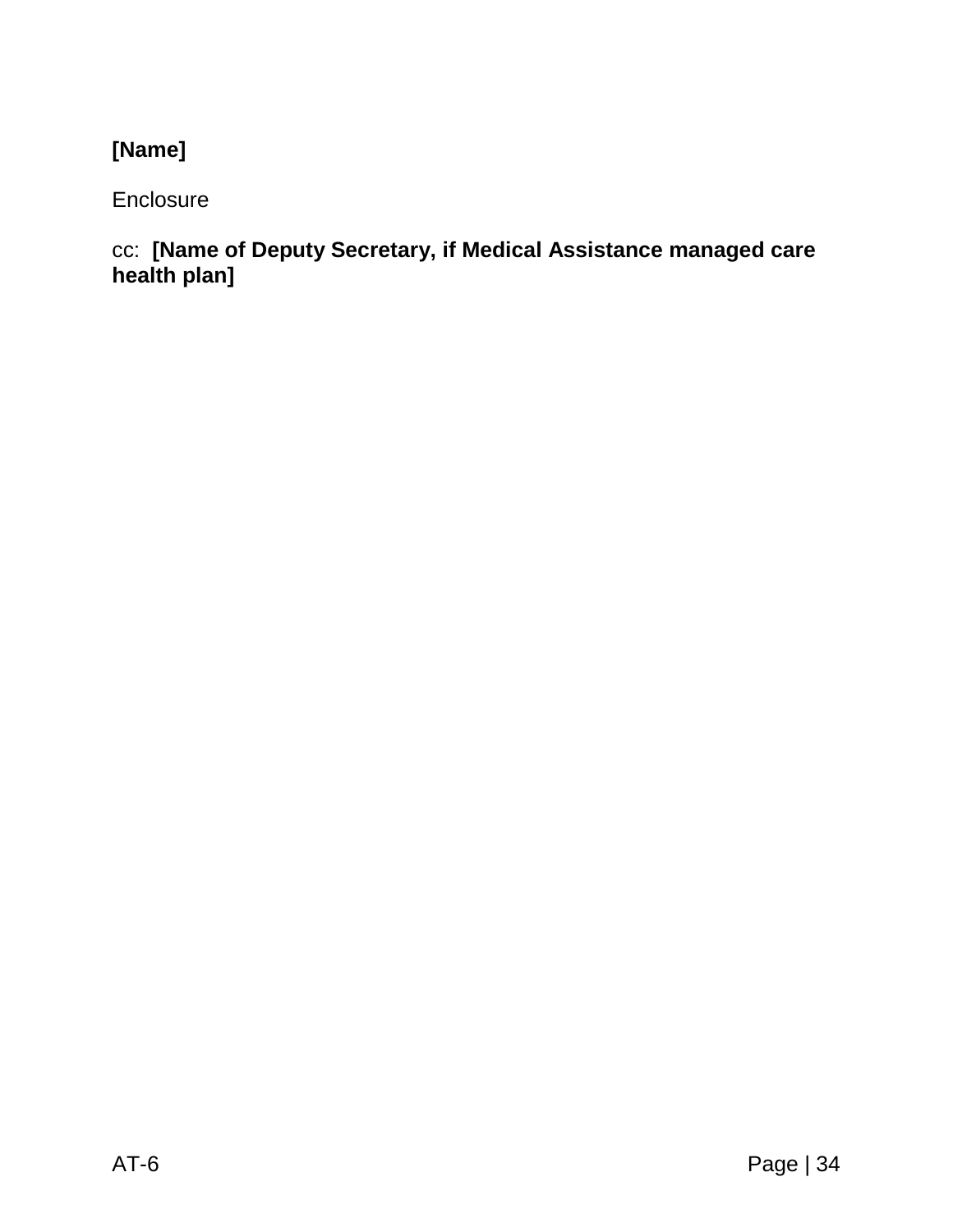**[Name]**

Enclosure

cc: **[Name of Deputy Secretary, if Medical Assistance managed care health plan]**